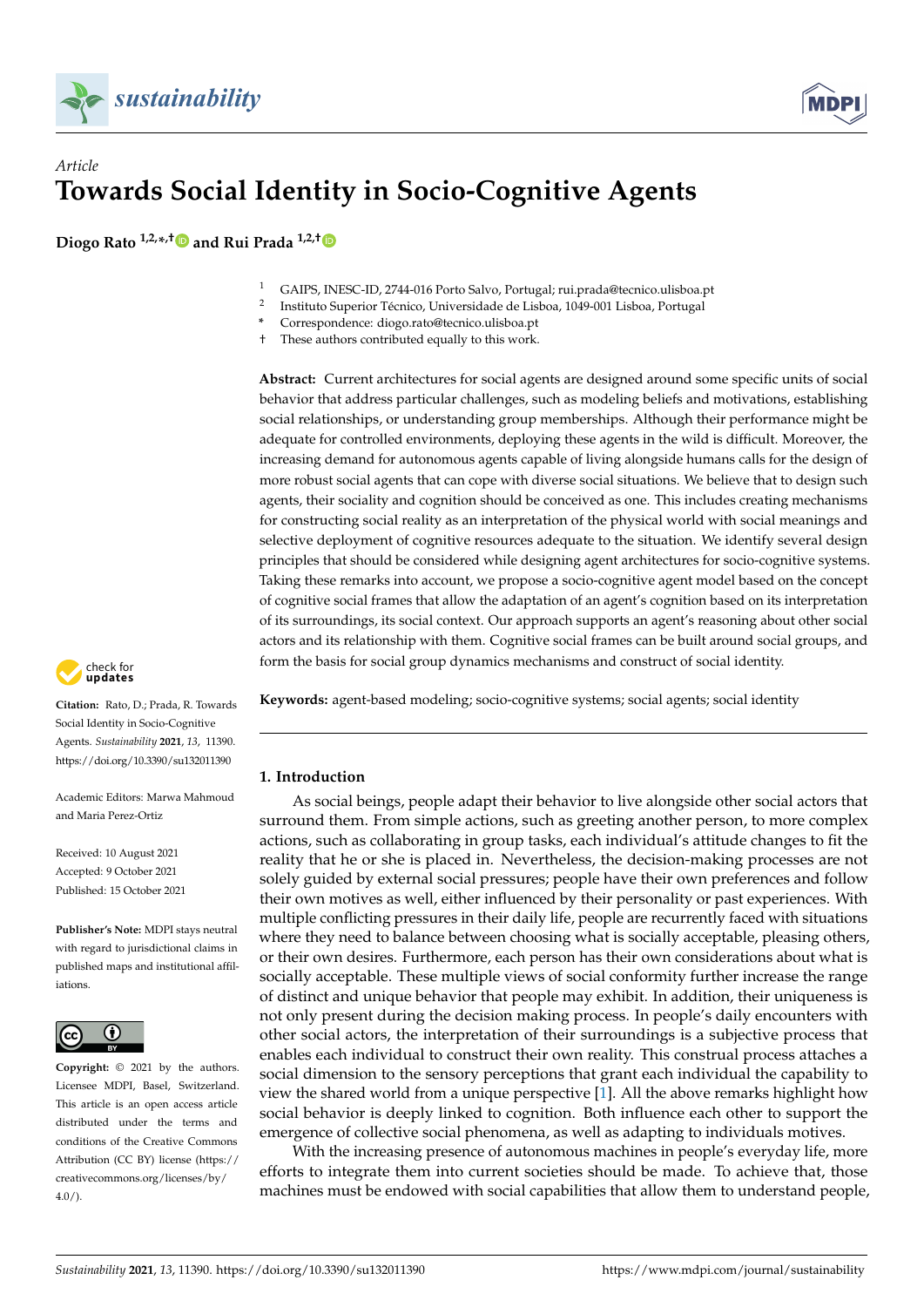Article

# Towards Social Identity in Socio-Cognitive Agents

**Diogo Rato** [1,2,*,†] **and Rui Prada** [1,2,†]

[1] GAIPS, INESC-ID, 2744-016 Porto Salvo, Portugal; rui.prada@tecnico.ulisboa.pt
[2] Instituto Superior Técnico, Universidade de Lisboa, 1049-001 Lisboa, Portugal
* Correspondence: diogo.rato@tecnico.ulisboa.pt
† These authors contributed equally to this work.

**Abstract:** Current architectures for social agents are designed around some specific units of social behavior that address particular challenges, such as modeling beliefs and motivations, establishing social relationships, or understanding group memberships. Although their performance might be adequate for controlled environments, deploying these agents in the wild is difficult. Moreover, the increasing demand for autonomous agents capable of living alongside humans calls for the design of more robust social agents that can cope with diverse social situations. We believe that to design such agents, their sociality and cognition should be conceived as one. This includes creating mechanisms for constructing social reality as an interpretation of the physical world with social meanings and selective deployment of cognitive resources adequate to the situation. We identify several design principles that should be considered while designing agent architectures for socio-cognitive systems. Taking these remarks into account, we propose a socio-cognitive agent model based on the concept of cognitive social frames that allow the adaptation of an agent's cognition based on its interpretation of its surroundings, its social context. Our approach supports an agent's reasoning about other social actors and its relationship with them. Cognitive social frames can be built around social groups, and form the basis for social group dynamics mechanisms and construct of social identity.

**Keywords:** agent-based modeling; socio-cognitive systems; social agents; social identity

**Citation:** Rato, D.; Prada, R. Towards Social Identity in Socio-Cognitive Agents. *Sustainability* **2021**, *13*, 11390. https://doi.org/10.3390/su132011390

Academic Editors: Marwa Mahmoud and Maria Perez-Ortiz

Received: 10 August 2021
Accepted: 9 October 2021
Published: 15 October 2021

**Publisher's Note:** MDPI stays neutral with regard to jurisdictional claims in published maps and institutional affiliations.

**Copyright:** © 2021 by the authors. Licensee MDPI, Basel, Switzerland. This article is an open access article distributed under the terms and conditions of the Creative Commons Attribution (CC BY) license (https://creativecommons.org/licenses/by/4.0/).

## 1. Introduction

As social beings, people adapt their behavior to live alongside other social actors that surround them. From simple actions, such as greeting another person, to more complex actions, such as collaborating in group tasks, each individual's attitude changes to fit the reality that he or she is placed in. Nevertheless, the decision-making processes are not solely guided by external social pressures; people have their own preferences and follow their own motives as well, either influenced by their personality or past experiences. With multiple conflicting pressures in their daily life, people are recurrently faced with situations where they need to balance between choosing what is socially acceptable, pleasing others, or their own desires. Furthermore, each person has their own considerations about what is socially acceptable. These multiple views of social conformity further increase the range of distinct and unique behavior that people may exhibit. In addition, their uniqueness is not only present during the decision making process. In people's daily encounters with other social actors, the interpretation of their surroundings is a subjective process that enables each individual to construct their own reality. This construal process attaches a social dimension to the sensory perceptions that grant each individual the capability to view the shared world from a unique perspective [1]. All the above remarks highlight how social behavior is deeply linked to cognition. Both influence each other to support the emergence of collective social phenomena, as well as adapting to individuals motives.

With the increasing presence of autonomous machines in people's everyday life, more efforts to integrate them into current societies should be made. To achieve that, those machines must be endowed with social capabilities that allow them to understand people,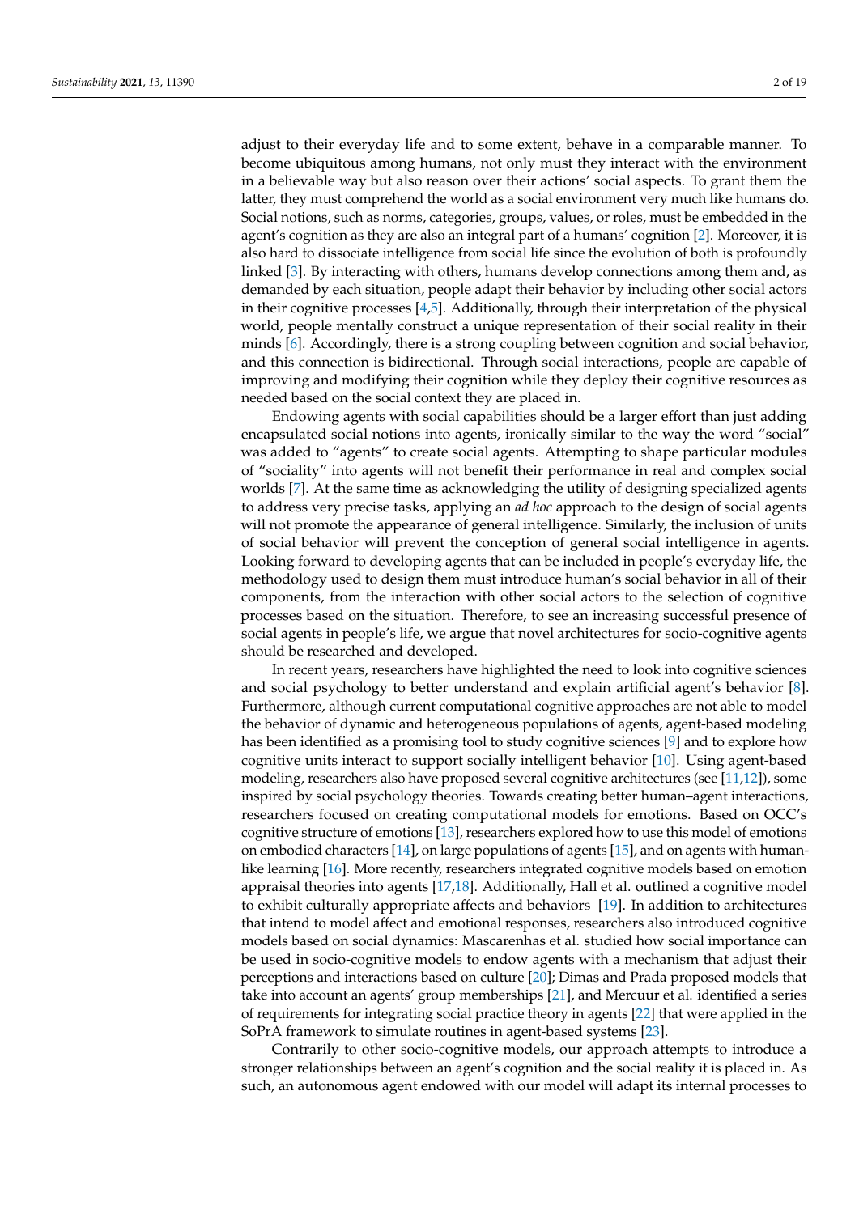adjust to their everyday life and to some extent, behave in a comparable manner. To become ubiquitous among humans, not only must they interact with the environment in a believable way but also reason over their actions' social aspects. To grant them the latter, they must comprehend the world as a social environment very much like humans do. Social notions, such as norms, categories, groups, values, or roles, must be embedded in the agent's cognition as they are also an integral part of a humans' cognition [2]. Moreover, it is also hard to dissociate intelligence from social life since the evolution of both is profoundly linked [3]. By interacting with others, humans develop connections among them and, as demanded by each situation, people adapt their behavior by including other social actors in their cognitive processes [4,5]. Additionally, through their interpretation of the physical world, people mentally construct a unique representation of their social reality in their minds [6]. Accordingly, there is a strong coupling between cognition and social behavior, and this connection is bidirectional. Through social interactions, people are capable of improving and modifying their cognition while they deploy their cognitive resources as needed based on the social context they are placed in.

Endowing agents with social capabilities should be a larger effort than just adding encapsulated social notions into agents, ironically similar to the way the word "social" was added to "agents" to create social agents. Attempting to shape particular modules of "sociality" into agents will not benefit their performance in real and complex social worlds [7]. At the same time as acknowledging the utility of designing specialized agents to address very precise tasks, applying an *ad hoc* approach to the design of social agents will not promote the appearance of general intelligence. Similarly, the inclusion of units of social behavior will prevent the conception of general social intelligence in agents. Looking forward to developing agents that can be included in people's everyday life, the methodology used to design them must introduce human's social behavior in all of their components, from the interaction with other social actors to the selection of cognitive processes based on the situation. Therefore, to see an increasing successful presence of social agents in people's life, we argue that novel architectures for socio-cognitive agents should be researched and developed.

In recent years, researchers have highlighted the need to look into cognitive sciences and social psychology to better understand and explain artificial agent's behavior [8]. Furthermore, although current computational cognitive approaches are not able to model the behavior of dynamic and heterogeneous populations of agents, agent-based modeling has been identified as a promising tool to study cognitive sciences [9] and to explore how cognitive units interact to support socially intelligent behavior [10]. Using agent-based modeling, researchers also have proposed several cognitive architectures (see [11,12]), some inspired by social psychology theories. Towards creating better human–agent interactions, researchers focused on creating computational models for emotions. Based on OCC's cognitive structure of emotions [13], researchers explored how to use this model of emotions on embodied characters [14], on large populations of agents [15], and on agents with human-like learning [16]. More recently, researchers integrated cognitive models based on emotion appraisal theories into agents [17,18]. Additionally, Hall et al. outlined a cognitive model to exhibit culturally appropriate affects and behaviors [19]. In addition to architectures that intend to model affect and emotional responses, researchers also introduced cognitive models based on social dynamics: Mascarenhas et al. studied how social importance can be used in socio-cognitive models to endow agents with a mechanism that adjust their perceptions and interactions based on culture [20]; Dimas and Prada proposed models that take into account an agents' group memberships [21], and Mercuur et al. identified a series of requirements for integrating social practice theory in agents [22] that were applied in the SoPrA framework to simulate routines in agent-based systems [23].

Contrarily to other socio-cognitive models, our approach attempts to introduce a stronger relationships between an agent's cognition and the social reality it is placed in. As such, an autonomous agent endowed with our model will adapt its internal processes to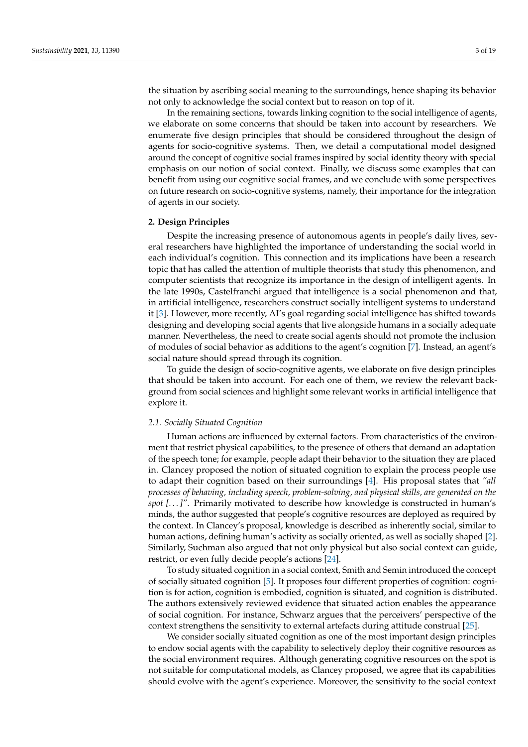the situation by ascribing social meaning to the surroundings, hence shaping its behavior not only to acknowledge the social context but to reason on top of it.

In the remaining sections, towards linking cognition to the social intelligence of agents, we elaborate on some concerns that should be taken into account by researchers. We enumerate five design principles that should be considered throughout the design of agents for socio-cognitive systems. Then, we detail a computational model designed around the concept of cognitive social frames inspired by social identity theory with special emphasis on our notion of social context. Finally, we discuss some examples that can benefit from using our cognitive social frames, and we conclude with some perspectives on future research on socio-cognitive systems, namely, their importance for the integration of agents in our society.

## 2. Design Principles

Despite the increasing presence of autonomous agents in people's daily lives, several researchers have highlighted the importance of understanding the social world in each individual's cognition. This connection and its implications have been a research topic that has called the attention of multiple theorists that study this phenomenon, and computer scientists that recognize its importance in the design of intelligent agents. In the late 1990s, Castelfranchi argued that intelligence is a social phenomenon and that, in artificial intelligence, researchers construct socially intelligent systems to understand it [3]. However, more recently, AI's goal regarding social intelligence has shifted towards designing and developing social agents that live alongside humans in a socially adequate manner. Nevertheless, the need to create social agents should not promote the inclusion of modules of social behavior as additions to the agent's cognition [7]. Instead, an agent's social nature should spread through its cognition.

To guide the design of socio-cognitive agents, we elaborate on five design principles that should be taken into account. For each one of them, we review the relevant background from social sciences and highlight some relevant works in artificial intelligence that explore it.

### 2.1. Socially Situated Cognition

Human actions are influenced by external factors. From characteristics of the environment that restrict physical capabilities, to the presence of others that demand an adaptation of the speech tone; for example, people adapt their behavior to the situation they are placed in. Clancey proposed the notion of situated cognition to explain the process people use to adapt their cognition based on their surroundings [4]. His proposal states that *"all processes of behaving, including speech, problem-solving, and physical skills, are generated on the spot [. . . ]"*. Primarily motivated to describe how knowledge is constructed in human's minds, the author suggested that people's cognitive resources are deployed as required by the context. In Clancey's proposal, knowledge is described as inherently social, similar to human actions, defining human's activity as socially oriented, as well as socially shaped [2]. Similarly, Suchman also argued that not only physical but also social context can guide, restrict, or even fully decide people's actions [24].

To study situated cognition in a social context, Smith and Semin introduced the concept of socially situated cognition [5]. It proposes four different properties of cognition: cognition is for action, cognition is embodied, cognition is situated, and cognition is distributed. The authors extensively reviewed evidence that situated action enables the appearance of social cognition. For instance, Schwarz argues that the perceivers' perspective of the context strengthens the sensitivity to external artefacts during attitude construal [25].

We consider socially situated cognition as one of the most important design principles to endow social agents with the capability to selectively deploy their cognitive resources as the social environment requires. Although generating cognitive resources on the spot is not suitable for computational models, as Clancey proposed, we agree that its capabilities should evolve with the agent's experience. Moreover, the sensitivity to the social context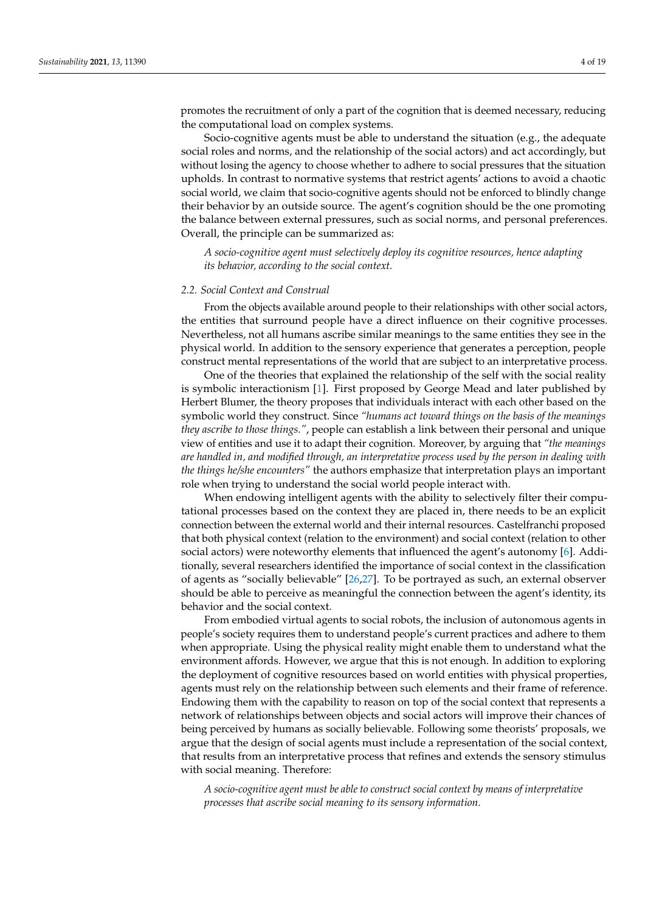promotes the recruitment of only a part of the cognition that is deemed necessary, reducing the computational load on complex systems.

Socio-cognitive agents must be able to understand the situation (e.g., the adequate social roles and norms, and the relationship of the social actors) and act accordingly, but without losing the agency to choose whether to adhere to social pressures that the situation upholds. In contrast to normative systems that restrict agents' actions to avoid a chaotic social world, we claim that socio-cognitive agents should not be enforced to blindly change their behavior by an outside source. The agent's cognition should be the one promoting the balance between external pressures, such as social norms, and personal preferences. Overall, the principle can be summarized as:

> *A socio-cognitive agent must selectively deploy its cognitive resources, hence adapting its behavior, according to the social context.*

### 2.2. Social Context and Construal

From the objects available around people to their relationships with other social actors, the entities that surround people have a direct influence on their cognitive processes. Nevertheless, not all humans ascribe similar meanings to the same entities they see in the physical world. In addition to the sensory experience that generates a perception, people construct mental representations of the world that are subject to an interpretative process.

One of the theories that explained the relationship of the self with the social reality is symbolic interactionism [1]. First proposed by George Mead and later published by Herbert Blumer, the theory proposes that individuals interact with each other based on the symbolic world they construct. Since *"humans act toward things on the basis of the meanings they ascribe to those things."*, people can establish a link between their personal and unique view of entities and use it to adapt their cognition. Moreover, by arguing that *"the meanings are handled in, and modified through, an interpretative process used by the person in dealing with the things he/she encounters"* the authors emphasize that interpretation plays an important role when trying to understand the social world people interact with.

When endowing intelligent agents with the ability to selectively filter their computational processes based on the context they are placed in, there needs to be an explicit connection between the external world and their internal resources. Castelfranchi proposed that both physical context (relation to the environment) and social context (relation to other social actors) were noteworthy elements that influenced the agent's autonomy [6]. Additionally, several researchers identified the importance of social context in the classification of agents as "socially believable" [26,27]. To be portrayed as such, an external observer should be able to perceive as meaningful the connection between the agent's identity, its behavior and the social context.

From embodied virtual agents to social robots, the inclusion of autonomous agents in people's society requires them to understand people's current practices and adhere to them when appropriate. Using the physical reality might enable them to understand what the environment affords. However, we argue that this is not enough. In addition to exploring the deployment of cognitive resources based on world entities with physical properties, agents must rely on the relationship between such elements and their frame of reference. Endowing them with the capability to reason on top of the social context that represents a network of relationships between objects and social actors will improve their chances of being perceived by humans as socially believable. Following some theorists' proposals, we argue that the design of social agents must include a representation of the social context, that results from an interpretative process that refines and extends the sensory stimulus with social meaning. Therefore:

> *A socio-cognitive agent must be able to construct social context by means of interpretative processes that ascribe social meaning to its sensory information.*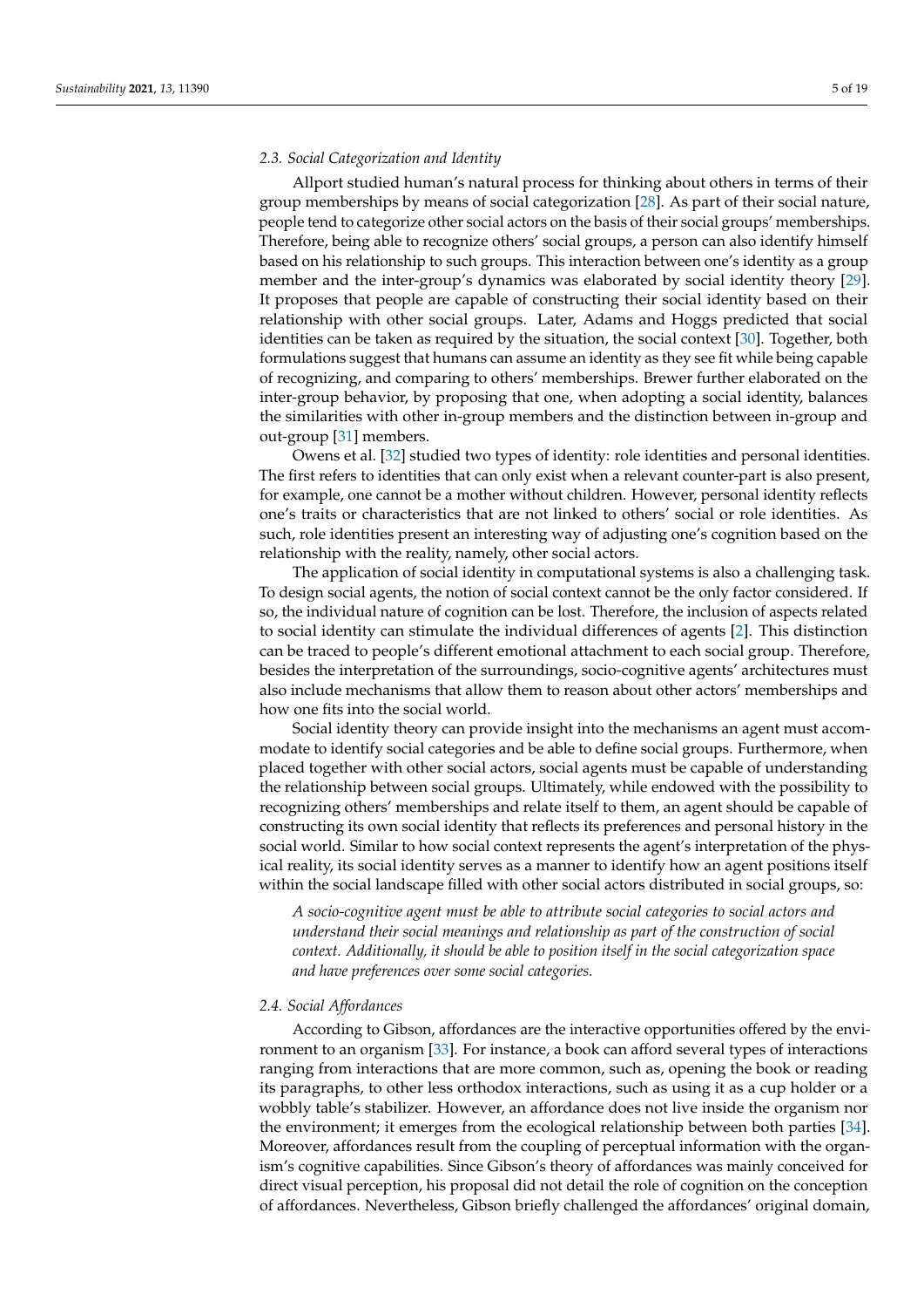### 2.3. Social Categorization and Identity

Allport studied human's natural process for thinking about others in terms of their group memberships by means of social categorization [28]. As part of their social nature, people tend to categorize other social actors on the basis of their social groups' memberships. Therefore, being able to recognize others' social groups, a person can also identify himself based on his relationship to such groups. This interaction between one's identity as a group member and the inter-group's dynamics was elaborated by social identity theory [29]. It proposes that people are capable of constructing their social identity based on their relationship with other social groups. Later, Adams and Hoggs predicted that social identities can be taken as required by the situation, the social context [30]. Together, both formulations suggest that humans can assume an identity as they see fit while being capable of recognizing, and comparing to others' memberships. Brewer further elaborated on the inter-group behavior, by proposing that one, when adopting a social identity, balances the similarities with other in-group members and the distinction between in-group and out-group [31] members.

Owens et al. [32] studied two types of identity: role identities and personal identities. The first refers to identities that can only exist when a relevant counter-part is also present, for example, one cannot be a mother without children. However, personal identity reflects one's traits or characteristics that are not linked to others' social or role identities. As such, role identities present an interesting way of adjusting one's cognition based on the relationship with the reality, namely, other social actors.

The application of social identity in computational systems is also a challenging task. To design social agents, the notion of social context cannot be the only factor considered. If so, the individual nature of cognition can be lost. Therefore, the inclusion of aspects related to social identity can stimulate the individual differences of agents [2]. This distinction can be traced to people's different emotional attachment to each social group. Therefore, besides the interpretation of the surroundings, socio-cognitive agents' architectures must also include mechanisms that allow them to reason about other actors' memberships and how one fits into the social world.

Social identity theory can provide insight into the mechanisms an agent must accommodate to identify social categories and be able to define social groups. Furthermore, when placed together with other social actors, social agents must be capable of understanding the relationship between social groups. Ultimately, while endowed with the possibility to recognizing others' memberships and relate itself to them, an agent should be capable of constructing its own social identity that reflects its preferences and personal history in the social world. Similar to how social context represents the agent's interpretation of the physical reality, its social identity serves as a manner to identify how an agent positions itself within the social landscape filled with other social actors distributed in social groups, so:

> *A socio-cognitive agent must be able to attribute social categories to social actors and understand their social meanings and relationship as part of the construction of social context. Additionally, it should be able to position itself in the social categorization space and have preferences over some social categories.*

### 2.4. Social Affordances

According to Gibson, affordances are the interactive opportunities offered by the environment to an organism [33]. For instance, a book can afford several types of interactions ranging from interactions that are more common, such as, opening the book or reading its paragraphs, to other less orthodox interactions, such as using it as a cup holder or a wobbly table's stabilizer. However, an affordance does not live inside the organism nor the environment; it emerges from the ecological relationship between both parties [34]. Moreover, affordances result from the coupling of perceptual information with the organism's cognitive capabilities. Since Gibson's theory of affordances was mainly conceived for direct visual perception, his proposal did not detail the role of cognition on the conception of affordances. Nevertheless, Gibson briefly challenged the affordances' original domain,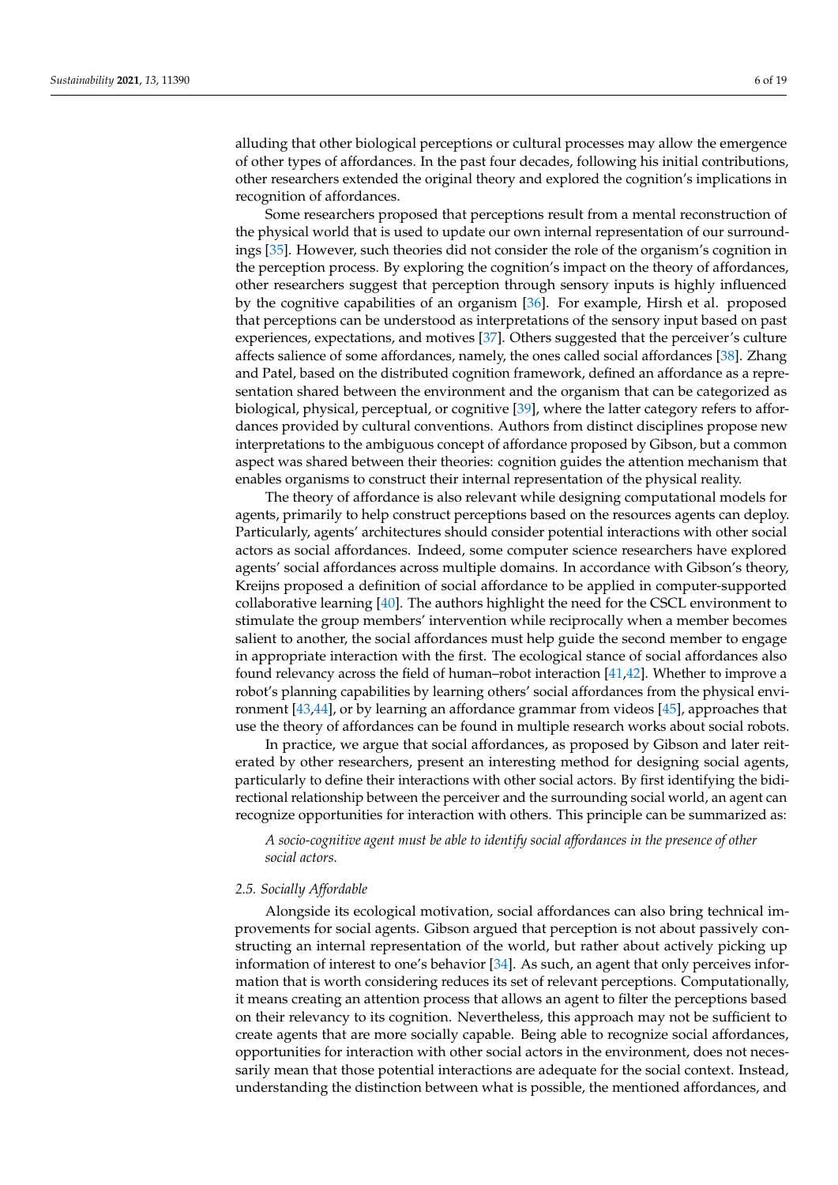alluding that other biological perceptions or cultural processes may allow the emergence of other types of affordances. In the past four decades, following his initial contributions, other researchers extended the original theory and explored the cognition's implications in recognition of affordances.

Some researchers proposed that perceptions result from a mental reconstruction of the physical world that is used to update our own internal representation of our surroundings [35]. However, such theories did not consider the role of the organism's cognition in the perception process. By exploring the cognition's impact on the theory of affordances, other researchers suggest that perception through sensory inputs is highly influenced by the cognitive capabilities of an organism [36]. For example, Hirsh et al. proposed that perceptions can be understood as interpretations of the sensory input based on past experiences, expectations, and motives [37]. Others suggested that the perceiver's culture affects salience of some affordances, namely, the ones called social affordances [38]. Zhang and Patel, based on the distributed cognition framework, defined an affordance as a representation shared between the environment and the organism that can be categorized as biological, physical, perceptual, or cognitive [39], where the latter category refers to affordances provided by cultural conventions. Authors from distinct disciplines propose new interpretations to the ambiguous concept of affordance proposed by Gibson, but a common aspect was shared between their theories: cognition guides the attention mechanism that enables organisms to construct their internal representation of the physical reality.

The theory of affordance is also relevant while designing computational models for agents, primarily to help construct perceptions based on the resources agents can deploy. Particularly, agents' architectures should consider potential interactions with other social actors as social affordances. Indeed, some computer science researchers have explored agents' social affordances across multiple domains. In accordance with Gibson's theory, Kreijns proposed a definition of social affordance to be applied in computer-supported collaborative learning [40]. The authors highlight the need for the CSCL environment to stimulate the group members' intervention while reciprocally when a member becomes salient to another, the social affordances must help guide the second member to engage in appropriate interaction with the first. The ecological stance of social affordances also found relevancy across the field of human–robot interaction [41,42]. Whether to improve a robot's planning capabilities by learning others' social affordances from the physical environment [43,44], or by learning an affordance grammar from videos [45], approaches that use the theory of affordances can be found in multiple research works about social robots.

In practice, we argue that social affordances, as proposed by Gibson and later reiterated by other researchers, present an interesting method for designing social agents, particularly to define their interactions with other social actors. By first identifying the bidirectional relationship between the perceiver and the surrounding social world, an agent can recognize opportunities for interaction with others. This principle can be summarized as:

> *A socio-cognitive agent must be able to identify social affordances in the presence of other social actors.*

### 2.5. Socially Affordable

Alongside its ecological motivation, social affordances can also bring technical improvements for social agents. Gibson argued that perception is not about passively constructing an internal representation of the world, but rather about actively picking up information of interest to one's behavior [34]. As such, an agent that only perceives information that is worth considering reduces its set of relevant perceptions. Computationally, it means creating an attention process that allows an agent to filter the perceptions based on their relevancy to its cognition. Nevertheless, this approach may not be sufficient to create agents that are more socially capable. Being able to recognize social affordances, opportunities for interaction with other social actors in the environment, does not necessarily mean that those potential interactions are adequate for the social context. Instead, understanding the distinction between what is possible, the mentioned affordances, and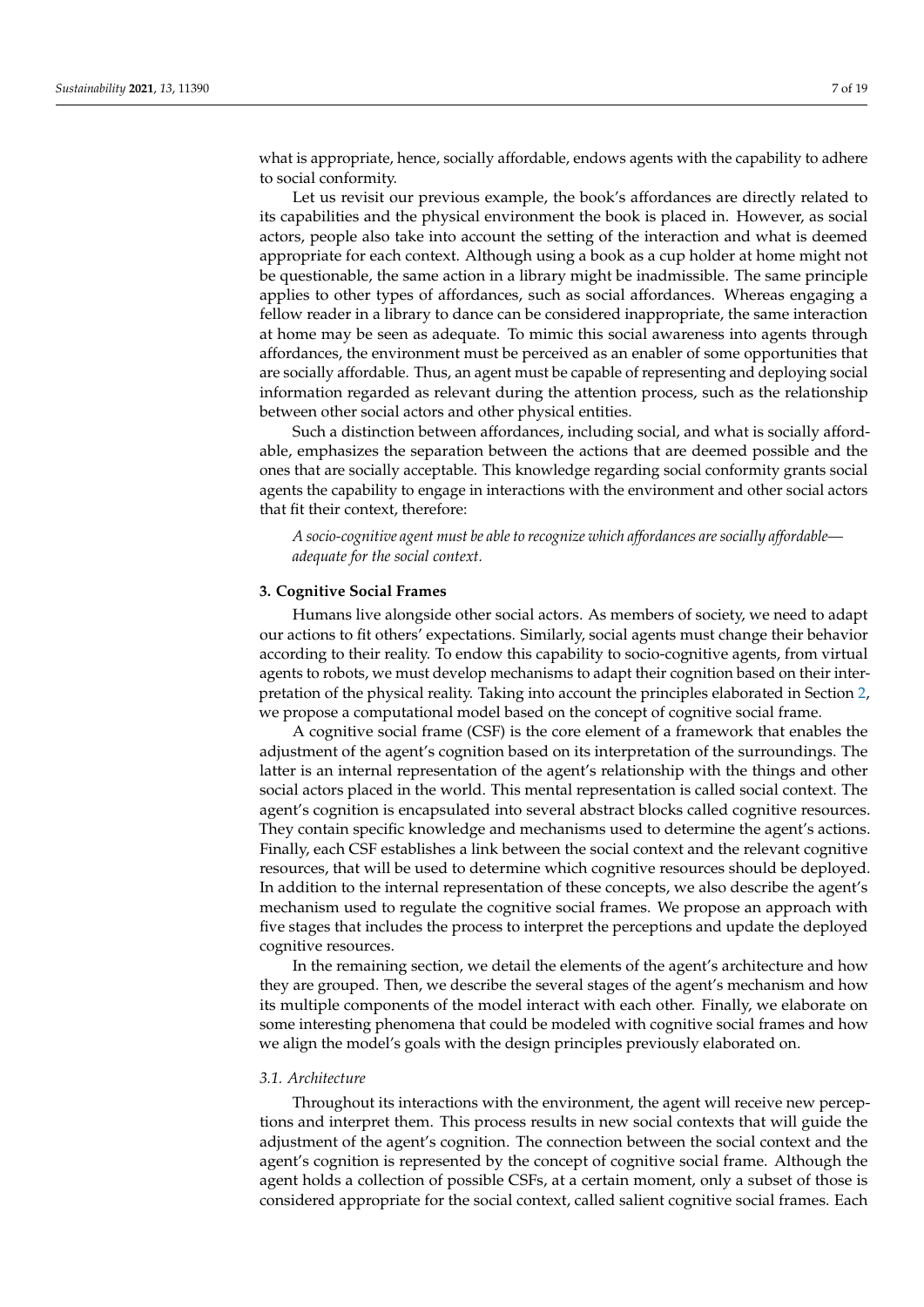what is appropriate, hence, socially affordable, endows agents with the capability to adhere to social conformity.

Let us revisit our previous example, the book's affordances are directly related to its capabilities and the physical environment the book is placed in. However, as social actors, people also take into account the setting of the interaction and what is deemed appropriate for each context. Although using a book as a cup holder at home might not be questionable, the same action in a library might be inadmissible. The same principle applies to other types of affordances, such as social affordances. Whereas engaging a fellow reader in a library to dance can be considered inappropriate, the same interaction at home may be seen as adequate. To mimic this social awareness into agents through affordances, the environment must be perceived as an enabler of some opportunities that are socially affordable. Thus, an agent must be capable of representing and deploying social information regarded as relevant during the attention process, such as the relationship between other social actors and other physical entities.

Such a distinction between affordances, including social, and what is socially affordable, emphasizes the separation between the actions that are deemed possible and the ones that are socially acceptable. This knowledge regarding social conformity grants social agents the capability to engage in interactions with the environment and other social actors that fit their context, therefore:

*A socio-cognitive agent must be able to recognize which affordances are socially affordable—adequate for the social context.*

## 3. Cognitive Social Frames

Humans live alongside other social actors. As members of society, we need to adapt our actions to fit others' expectations. Similarly, social agents must change their behavior according to their reality. To endow this capability to socio-cognitive agents, from virtual agents to robots, we must develop mechanisms to adapt their cognition based on their interpretation of the physical reality. Taking into account the principles elaborated in Section 2, we propose a computational model based on the concept of cognitive social frame.

A cognitive social frame (CSF) is the core element of a framework that enables the adjustment of the agent's cognition based on its interpretation of the surroundings. The latter is an internal representation of the agent's relationship with the things and other social actors placed in the world. This mental representation is called social context. The agent's cognition is encapsulated into several abstract blocks called cognitive resources. They contain specific knowledge and mechanisms used to determine the agent's actions. Finally, each CSF establishes a link between the social context and the relevant cognitive resources, that will be used to determine which cognitive resources should be deployed. In addition to the internal representation of these concepts, we also describe the agent's mechanism used to regulate the cognitive social frames. We propose an approach with five stages that includes the process to interpret the perceptions and update the deployed cognitive resources.

In the remaining section, we detail the elements of the agent's architecture and how they are grouped. Then, we describe the several stages of the agent's mechanism and how its multiple components of the model interact with each other. Finally, we elaborate on some interesting phenomena that could be modeled with cognitive social frames and how we align the model's goals with the design principles previously elaborated on.

### 3.1. Architecture

Throughout its interactions with the environment, the agent will receive new perceptions and interpret them. This process results in new social contexts that will guide the adjustment of the agent's cognition. The connection between the social context and the agent's cognition is represented by the concept of cognitive social frame. Although the agent holds a collection of possible CSFs, at a certain moment, only a subset of those is considered appropriate for the social context, called salient cognitive social frames. Each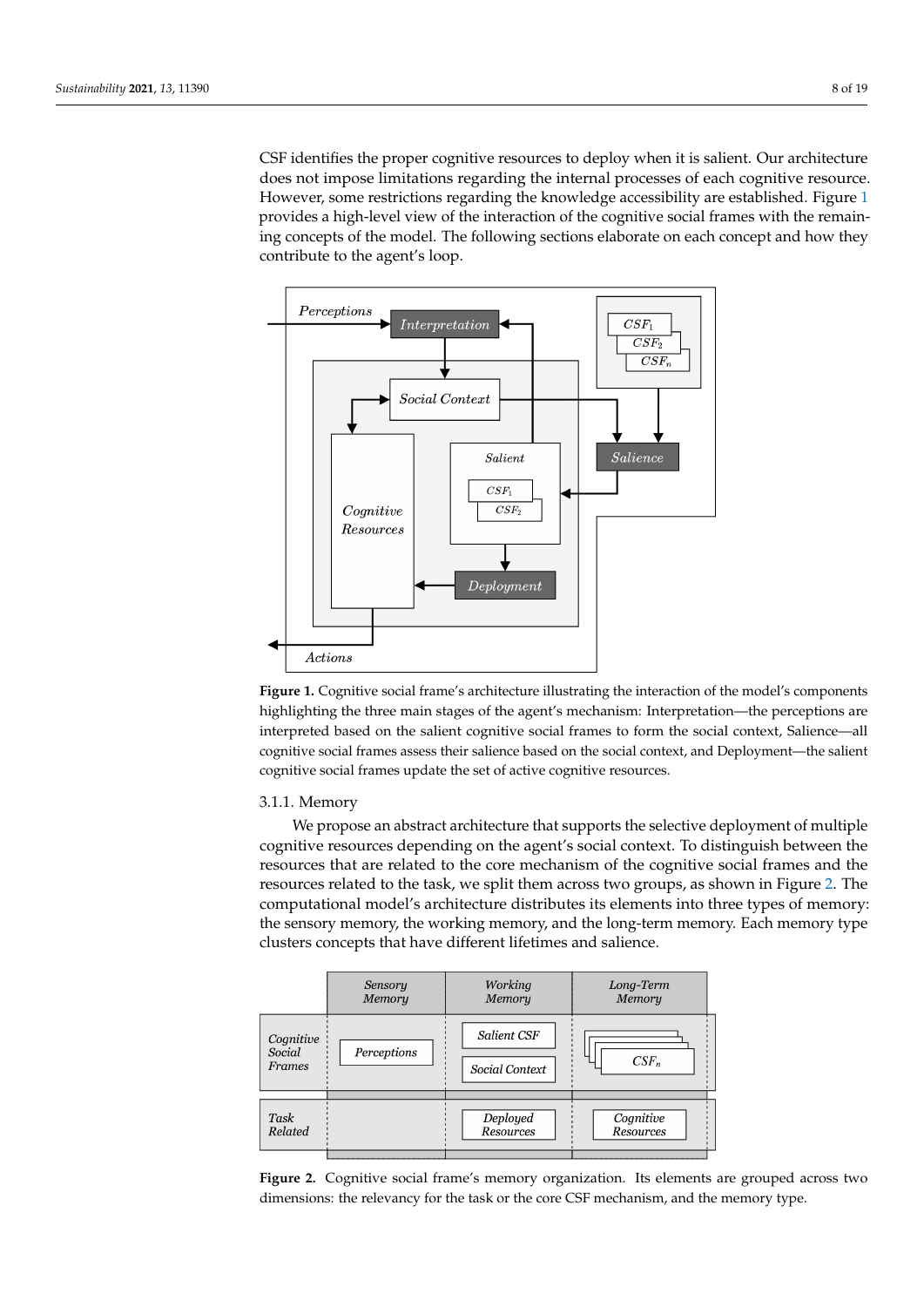CSF identifies the proper cognitive resources to deploy when it is salient. Our architecture does not impose limitations regarding the internal processes of each cognitive resource. However, some restrictions regarding the knowledge accessibility are established. Figure 1 provides a high-level view of the interaction of the cognitive social frames with the remaining concepts of the model. The following sections elaborate on each concept and how they contribute to the agent's loop.

**Figure 1.** Cognitive social frame's architecture illustrating the interaction of the model's components highlighting the three main stages of the agent's mechanism: Interpretation—the perceptions are interpreted based on the salient cognitive social frames to form the social context, Salience—all cognitive social frames assess their salience based on the social context, and Deployment—the salient cognitive social frames update the set of active cognitive resources.

### 3.1.1. Memory

We propose an abstract architecture that supports the selective deployment of multiple cognitive resources depending on the agent's social context. To distinguish between the resources that are related to the core mechanism of the cognitive social frames and the resources related to the task, we split them across two groups, as shown in Figure 2. The computational model's architecture distributes its elements into three types of memory: the sensory memory, the working memory, and the long-term memory. Each memory type clusters concepts that have different lifetimes and salience.

| | *Sensory Memory* | *Working Memory* | *Long-Term Memory* |
|---|---|---|---|
| *Cognitive Social Frames* | *Perceptions* | *Salient CSF*, *Social Context* | $CSF_n$ |
| *Task Related* | | *Deployed Resources* | *Cognitive Resources* |

**Figure 2.** Cognitive social frame's memory organization. Its elements are grouped across two dimensions: the relevancy for the task or the core CSF mechanism, and the memory type.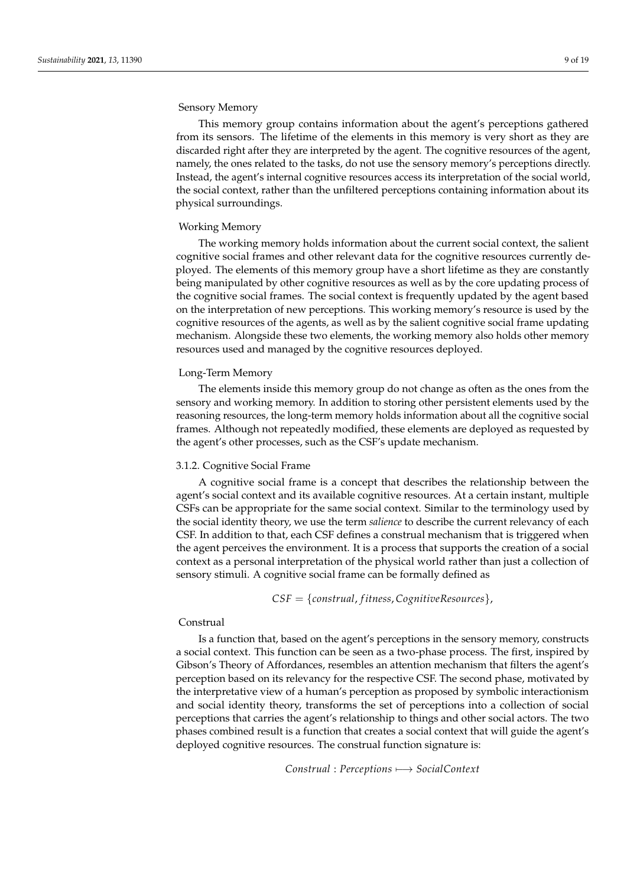#### Sensory Memory

This memory group contains information about the agent's perceptions gathered from its sensors. The lifetime of the elements in this memory is very short as they are discarded right after they are interpreted by the agent. The cognitive resources of the agent, namely, the ones related to the tasks, do not use the sensory memory's perceptions directly. Instead, the agent's internal cognitive resources access its interpretation of the social world, the social context, rather than the unfiltered perceptions containing information about its physical surroundings.

#### Working Memory

The working memory holds information about the current social context, the salient cognitive social frames and other relevant data for the cognitive resources currently deployed. The elements of this memory group have a short lifetime as they are constantly being manipulated by other cognitive resources as well as by the core updating process of the cognitive social frames. The social context is frequently updated by the agent based on the interpretation of new perceptions. This working memory's resource is used by the cognitive resources of the agents, as well as by the salient cognitive social frame updating mechanism. Alongside these two elements, the working memory also holds other memory resources used and managed by the cognitive resources deployed.

#### Long-Term Memory

The elements inside this memory group do not change as often as the ones from the sensory and working memory. In addition to storing other persistent elements used by the reasoning resources, the long-term memory holds information about all the cognitive social frames. Although not repeatedly modified, these elements are deployed as requested by the agent's other processes, such as the CSF's update mechanism.

### 3.1.2. Cognitive Social Frame

A cognitive social frame is a concept that describes the relationship between the agent's social context and its available cognitive resources. At a certain instant, multiple CSFs can be appropriate for the same social context. Similar to the terminology used by the social identity theory, we use the term *salience* to describe the current relevancy of each CSF. In addition to that, each CSF defines a construal mechanism that is triggered when the agent perceives the environment. It is a process that supports the creation of a social context as a personal interpretation of the physical world rather than just a collection of sensory stimuli. A cognitive social frame can be formally defined as

$$CSF = \{construal, fitness, CognitiveResources\},$$

#### Construal

Is a function that, based on the agent's perceptions in the sensory memory, constructs a social context. This function can be seen as a two-phase process. The first, inspired by Gibson's Theory of Affordances, resembles an attention mechanism that filters the agent's perception based on its relevancy for the respective CSF. The second phase, motivated by the interpretative view of a human's perception as proposed by symbolic interactionism and social identity theory, transforms the set of perceptions into a collection of social perceptions that carries the agent's relationship to things and other social actors. The two phases combined result is a function that creates a social context that will guide the agent's deployed cognitive resources. The construal function signature is:

$$Construal : Perceptions \longmapsto SocialContext$$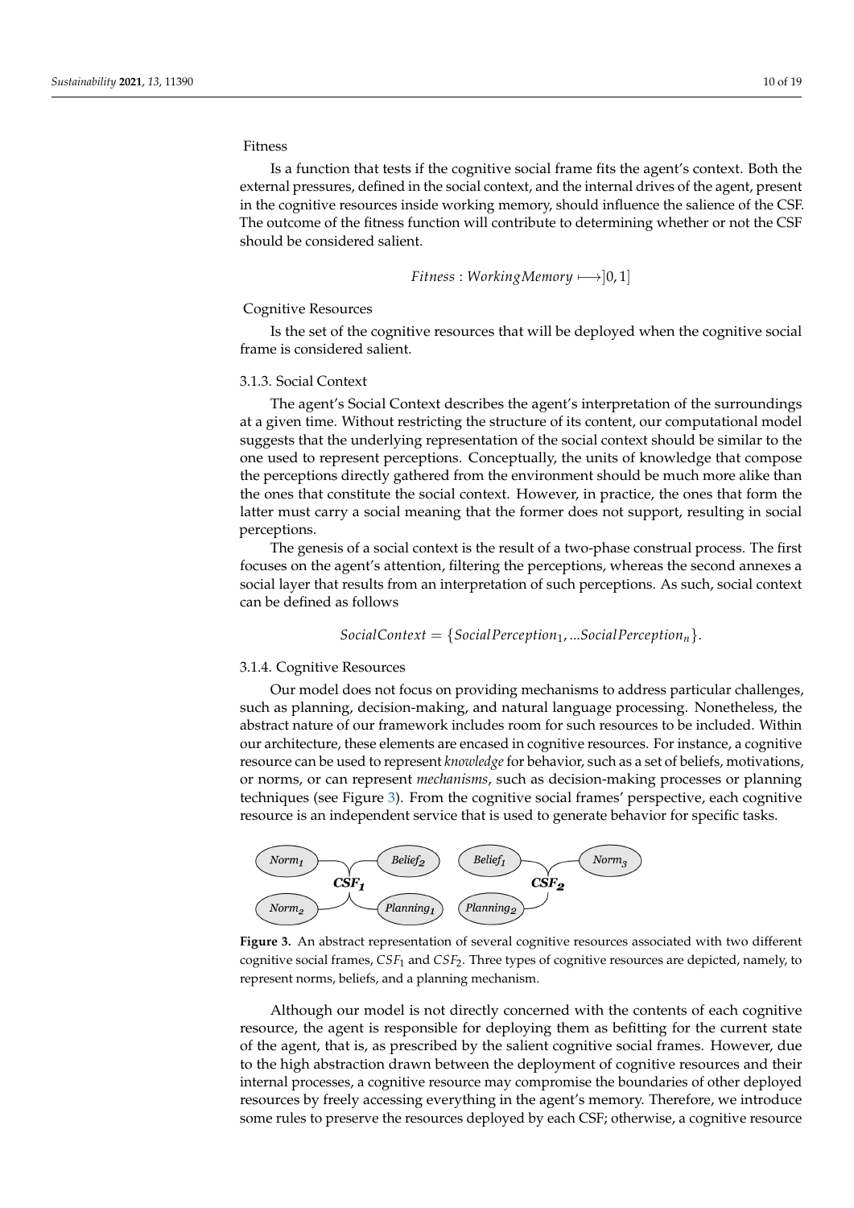Fitness

Is a function that tests if the cognitive social frame fits the agent's context. Both the external pressures, defined in the social context, and the internal drives of the agent, present in the cognitive resources inside working memory, should influence the salience of the CSF. The outcome of the fitness function will contribute to determining whether or not the CSF should be considered salient.

$$Fitness : WorkingMemory \longmapsto ]0, 1]$$

Cognitive Resources

Is the set of the cognitive resources that will be deployed when the cognitive social frame is considered salient.

### 3.1.3. Social Context

The agent's Social Context describes the agent's interpretation of the surroundings at a given time. Without restricting the structure of its content, our computational model suggests that the underlying representation of the social context should be similar to the one used to represent perceptions. Conceptually, the units of knowledge that compose the perceptions directly gathered from the environment should be much more alike than the ones that constitute the social context. However, in practice, the ones that form the latter must carry a social meaning that the former does not support, resulting in social perceptions.

The genesis of a social context is the result of a two-phase construal process. The first focuses on the agent's attention, filtering the perceptions, whereas the second annexes a social layer that results from an interpretation of such perceptions. As such, social context can be defined as follows

$$SocialContext = \{SocialPerception_1, ...SocialPerception_n\}.$$

### 3.1.4. Cognitive Resources

Our model does not focus on providing mechanisms to address particular challenges, such as planning, decision-making, and natural language processing. Nonetheless, the abstract nature of our framework includes room for such resources to be included. Within our architecture, these elements are encased in cognitive resources. For instance, a cognitive resource can be used to represent *knowledge* for behavior, such as a set of beliefs, motivations, or norms, or can represent *mechanisms*, such as decision-making processes or planning techniques (see Figure 3). From the cognitive social frames' perspective, each cognitive resource is an independent service that is used to generate behavior for specific tasks.

**Figure 3.** An abstract representation of several cognitive resources associated with two different cognitive social frames, $CSF_1$ and $CSF_2$. Three types of cognitive resources are depicted, namely, to represent norms, beliefs, and a planning mechanism.

Although our model is not directly concerned with the contents of each cognitive resource, the agent is responsible for deploying them as befitting for the current state of the agent, that is, as prescribed by the salient cognitive social frames. However, due to the high abstraction drawn between the deployment of cognitive resources and their internal processes, a cognitive resource may compromise the boundaries of other deployed resources by freely accessing everything in the agent's memory. Therefore, we introduce some rules to preserve the resources deployed by each CSF; otherwise, a cognitive resource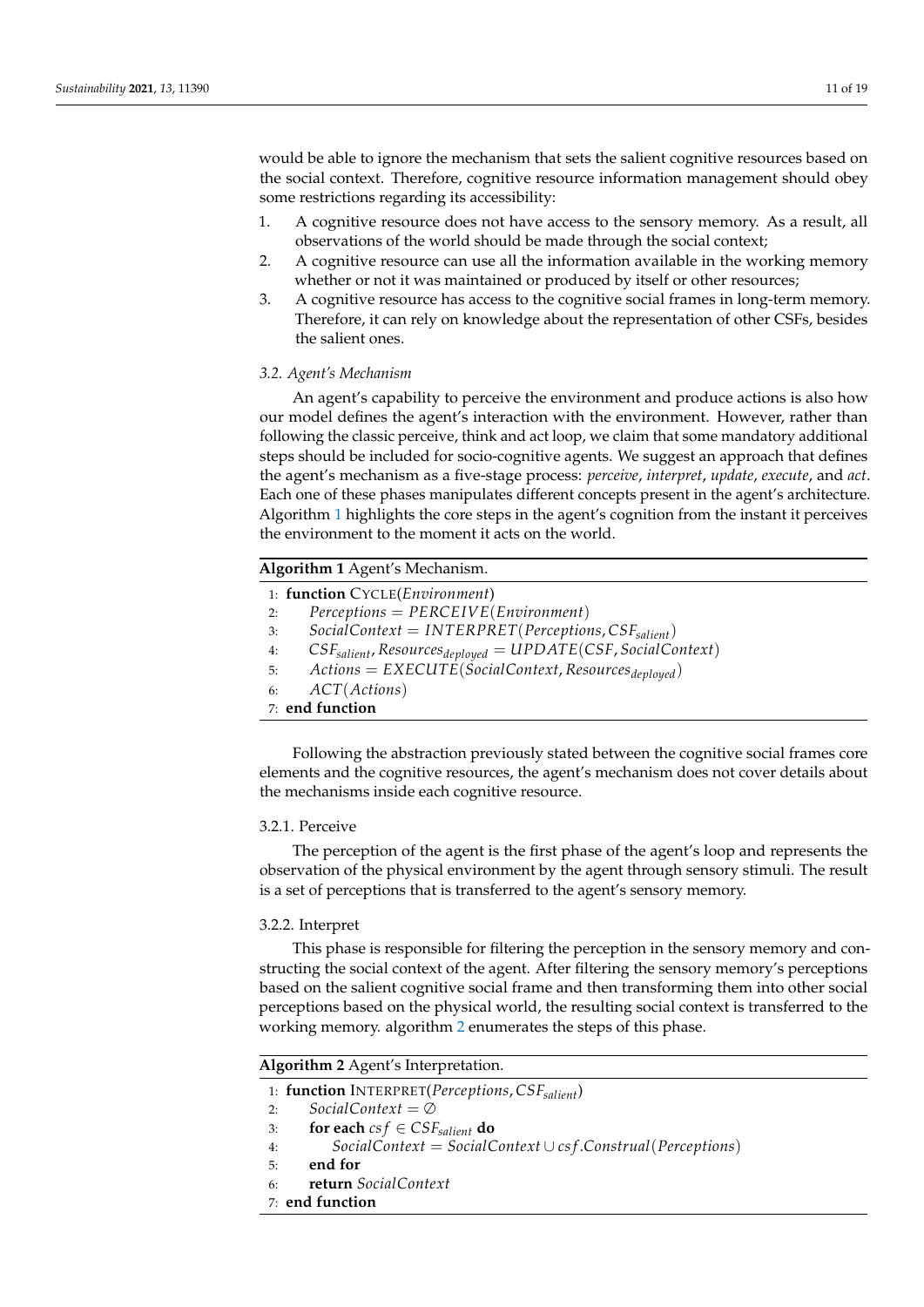would be able to ignore the mechanism that sets the salient cognitive resources based on the social context. Therefore, cognitive resource information management should obey some restrictions regarding its accessibility:

1. A cognitive resource does not have access to the sensory memory. As a result, all observations of the world should be made through the social context;
2. A cognitive resource can use all the information available in the working memory whether or not it was maintained or produced by itself or other resources;
3. A cognitive resource has access to the cognitive social frames in long-term memory. Therefore, it can rely on knowledge about the representation of other CSFs, besides the salient ones.

### 3.2. Agent's Mechanism

An agent's capability to perceive the environment and produce actions is also how our model defines the agent's interaction with the environment. However, rather than following the classic perceive, think and act loop, we claim that some mandatory additional steps should be included for socio-cognitive agents. We suggest an approach that defines the agent's mechanism as a five-stage process: *perceive*, *interpret*, *update*, *execute*, and *act*. Each one of these phases manipulates different concepts present in the agent's architecture. Algorithm 1 highlights the core steps in the agent's cognition from the instant it perceives the environment to the moment it acts on the world.

**Algorithm 1** Agent's Mechanism.

```
1: function CYCLE(Environment)
2:     Perceptions = PERCEIVE(Environment)
3:     SocialContext = INTERPRET(Perceptions, CSF_salient)
4:     CSF_salient, Resources_deployed = UPDATE(CSF, SocialContext)
5:     Actions = EXECUTE(SocialContext, Resources_deployed)
6:     ACT(Actions)
7: end function
```

Following the abstraction previously stated between the cognitive social frames core elements and the cognitive resources, the agent's mechanism does not cover details about the mechanisms inside each cognitive resource.

#### 3.2.1. Perceive

The perception of the agent is the first phase of the agent's loop and represents the observation of the physical environment by the agent through sensory stimuli. The result is a set of perceptions that is transferred to the agent's sensory memory.

#### 3.2.2. Interpret

This phase is responsible for filtering the perception in the sensory memory and constructing the social context of the agent. After filtering the sensory memory's perceptions based on the salient cognitive social frame and then transforming them into other social perceptions based on the physical world, the resulting social context is transferred to the working memory. algorithm 2 enumerates the steps of this phase.

**Algorithm 2** Agent's Interpretation.

```
1: function INTERPRET(Perceptions, CSF_salient)
2:     SocialContext = ∅
3:     for each csf ∈ CSF_salient do
4:         SocialContext = SocialContext ∪ csf.Construal(Perceptions)
5:     end for
6:     return SocialContext
7: end function
```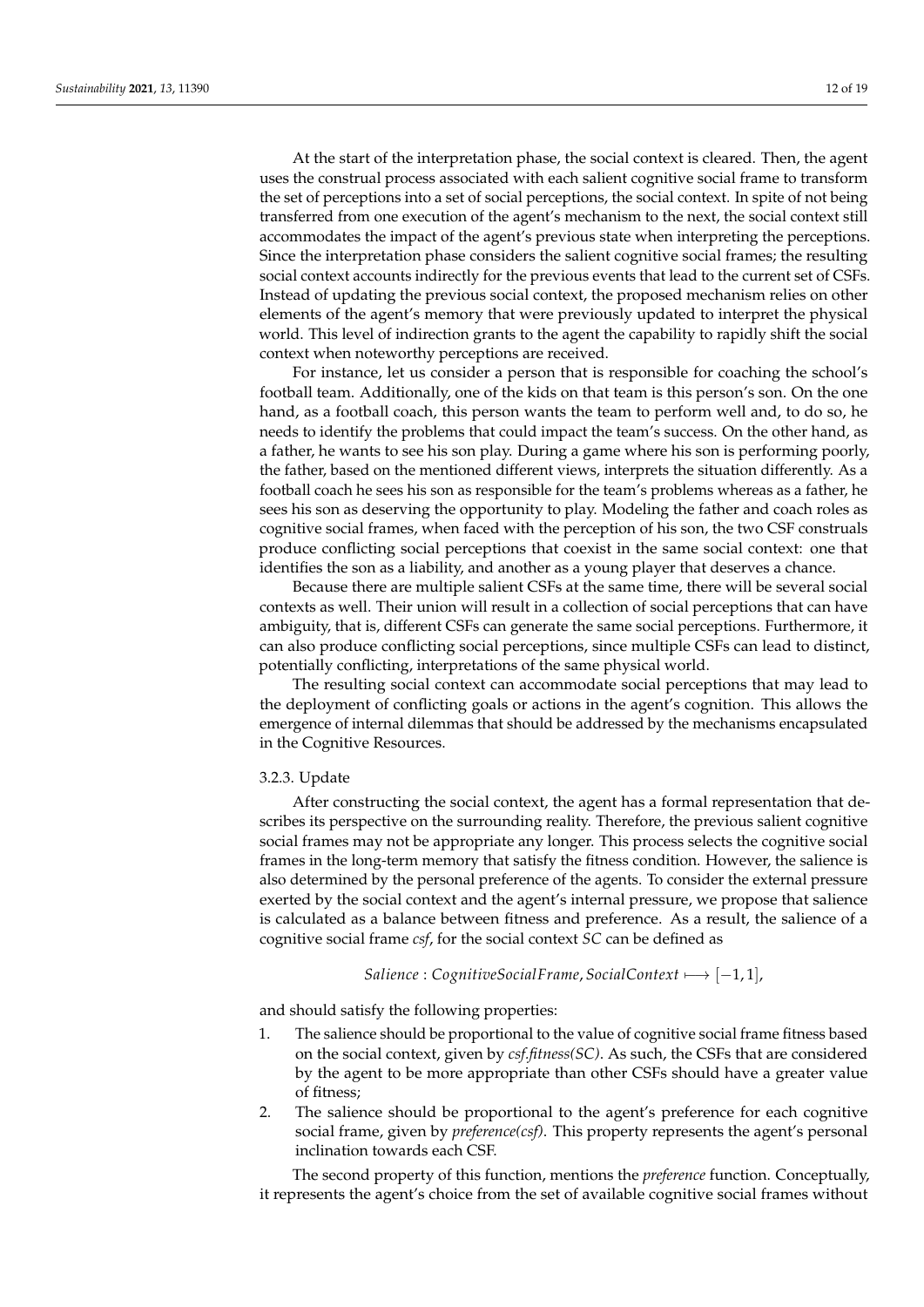At the start of the interpretation phase, the social context is cleared. Then, the agent uses the construal process associated with each salient cognitive social frame to transform the set of perceptions into a set of social perceptions, the social context. In spite of not being transferred from one execution of the agent's mechanism to the next, the social context still accommodates the impact of the agent's previous state when interpreting the perceptions. Since the interpretation phase considers the salient cognitive social frames; the resulting social context accounts indirectly for the previous events that lead to the current set of CSFs. Instead of updating the previous social context, the proposed mechanism relies on other elements of the agent's memory that were previously updated to interpret the physical world. This level of indirection grants to the agent the capability to rapidly shift the social context when noteworthy perceptions are received.

For instance, let us consider a person that is responsible for coaching the school's football team. Additionally, one of the kids on that team is this person's son. On the one hand, as a football coach, this person wants the team to perform well and, to do so, he needs to identify the problems that could impact the team's success. On the other hand, as a father, he wants to see his son play. During a game where his son is performing poorly, the father, based on the mentioned different views, interprets the situation differently. As a football coach he sees his son as responsible for the team's problems whereas as a father, he sees his son as deserving the opportunity to play. Modeling the father and coach roles as cognitive social frames, when faced with the perception of his son, the two CSF construals produce conflicting social perceptions that coexist in the same social context: one that identifies the son as a liability, and another as a young player that deserves a chance.

Because there are multiple salient CSFs at the same time, there will be several social contexts as well. Their union will result in a collection of social perceptions that can have ambiguity, that is, different CSFs can generate the same social perceptions. Furthermore, it can also produce conflicting social perceptions, since multiple CSFs can lead to distinct, potentially conflicting, interpretations of the same physical world.

The resulting social context can accommodate social perceptions that may lead to the deployment of conflicting goals or actions in the agent's cognition. This allows the emergence of internal dilemmas that should be addressed by the mechanisms encapsulated in the Cognitive Resources.

#### 3.2.3. Update

After constructing the social context, the agent has a formal representation that describes its perspective on the surrounding reality. Therefore, the previous salient cognitive social frames may not be appropriate any longer. This process selects the cognitive social frames in the long-term memory that satisfy the fitness condition. However, the salience is also determined by the personal preference of the agents. To consider the external pressure exerted by the social context and the agent's internal pressure, we propose that salience is calculated as a balance between fitness and preference. As a result, the salience of a cognitive social frame *csf*, for the social context *SC* can be defined as

$$Salience : CognitiveSocialFrame, SocialContext \longmapsto [-1, 1],$$

and should satisfy the following properties:

1. The salience should be proportional to the value of cognitive social frame fitness based on the social context, given by *csf.fitness(SC)*. As such, the CSFs that are considered by the agent to be more appropriate than other CSFs should have a greater value of fitness;
2. The salience should be proportional to the agent's preference for each cognitive social frame, given by *preference(csf)*. This property represents the agent's personal inclination towards each CSF.

The second property of this function, mentions the *preference* function. Conceptually, it represents the agent's choice from the set of available cognitive social frames without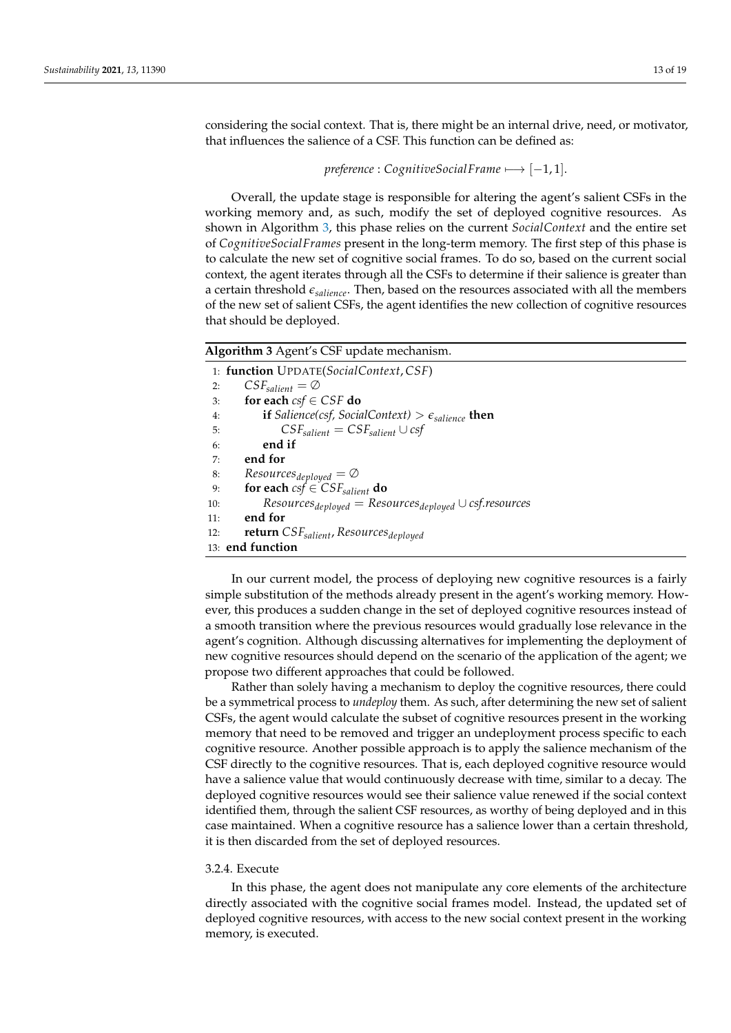considering the social context. That is, there might be an internal drive, need, or motivator, that influences the salience of a CSF. This function can be defined as:

$$preference : CognitiveSocialFrame \longmapsto [-1, 1].$$

Overall, the update stage is responsible for altering the agent's salient CSFs in the working memory and, as such, modify the set of deployed cognitive resources. As shown in Algorithm 3, this phase relies on the current *SocialContext* and the entire set of *CognitiveSocialFrames* present in the long-term memory. The first step of this phase is to calculate the new set of cognitive social frames. To do so, based on the current social context, the agent iterates through all the CSFs to determine if their salience is greater than a certain threshold $\epsilon_{salience}$. Then, based on the resources associated with all the members of the new set of salient CSFs, the agent identifies the new collection of cognitive resources that should be deployed.

**Algorithm 3** Agent's CSF update mechanism.

```
1:  function UPDATE(SocialContext, CSF)
2:      CSF_salient = ∅
3:      for each csf ∈ CSF do
4:          if Salience(csf, SocialContext) > ε_salience then
5:              CSF_salient = CSF_salient ∪ csf
6:          end if
7:      end for
8:      Resources_deployed = ∅
9:      for each csf ∈ CSF_salient do
10:         Resources_deployed = Resources_deployed ∪ csf.resources
11:     end for
12:     return CSF_salient, Resources_deployed
13: end function
```

In our current model, the process of deploying new cognitive resources is a fairly simple substitution of the methods already present in the agent's working memory. However, this produces a sudden change in the set of deployed cognitive resources instead of a smooth transition where the previous resources would gradually lose relevance in the agent's cognition. Although discussing alternatives for implementing the deployment of new cognitive resources should depend on the scenario of the application of the agent; we propose two different approaches that could be followed.

Rather than solely having a mechanism to deploy the cognitive resources, there could be a symmetrical process to *undeploy* them. As such, after determining the new set of salient CSFs, the agent would calculate the subset of cognitive resources present in the working memory that need to be removed and trigger an undeployment process specific to each cognitive resource. Another possible approach is to apply the salience mechanism of the CSF directly to the cognitive resources. That is, each deployed cognitive resource would have a salience value that would continuously decrease with time, similar to a decay. The deployed cognitive resources would see their salience value renewed if the social context identified them, through the salient CSF resources, as worthy of being deployed and in this case maintained. When a cognitive resource has a salience lower than a certain threshold, it is then discarded from the set of deployed resources.

#### 3.2.4. Execute

In this phase, the agent does not manipulate any core elements of the architecture directly associated with the cognitive social frames model. Instead, the updated set of deployed cognitive resources, with access to the new social context present in the working memory, is executed.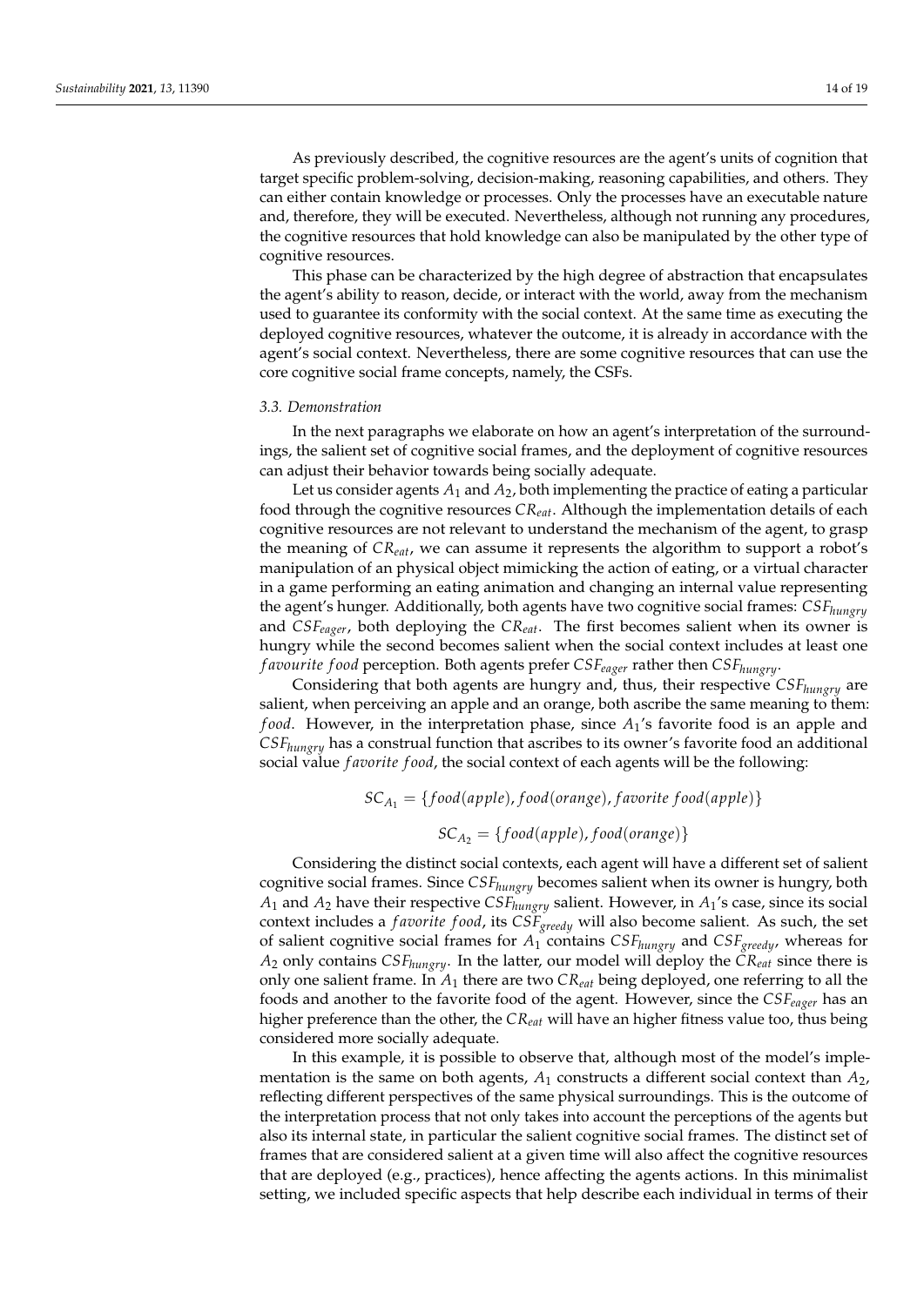As previously described, the cognitive resources are the agent's units of cognition that target specific problem-solving, decision-making, reasoning capabilities, and others. They can either contain knowledge or processes. Only the processes have an executable nature and, therefore, they will be executed. Nevertheless, although not running any procedures, the cognitive resources that hold knowledge can also be manipulated by the other type of cognitive resources.

This phase can be characterized by the high degree of abstraction that encapsulates the agent's ability to reason, decide, or interact with the world, away from the mechanism used to guarantee its conformity with the social context. At the same time as executing the deployed cognitive resources, whatever the outcome, it is already in accordance with the agent's social context. Nevertheless, there are some cognitive resources that can use the core cognitive social frame concepts, namely, the CSFs.

### 3.3. Demonstration

In the next paragraphs we elaborate on how an agent's interpretation of the surroundings, the salient set of cognitive social frames, and the deployment of cognitive resources can adjust their behavior towards being socially adequate.

Let us consider agents $A_1$ and $A_2$, both implementing the practice of eating a particular food through the cognitive resources $CR_{eat}$. Although the implementation details of each cognitive resources are not relevant to understand the mechanism of the agent, to grasp the meaning of $CR_{eat}$, we can assume it represents the algorithm to support a robot's manipulation of an physical object mimicking the action of eating, or a virtual character in a game performing an eating animation and changing an internal value representing the agent's hunger. Additionally, both agents have two cognitive social frames: $CSF_{hungry}$ and $CSF_{eager}$, both deploying the $CR_{eat}$. The first becomes salient when its owner is hungry while the second becomes salient when the social context includes at least one $favourite\ food$ perception. Both agents prefer $CSF_{eager}$ rather then $CSF_{hungry}$.

Considering that both agents are hungry and, thus, their respective $CSF_{hungry}$ are salient, when perceiving an apple and an orange, both ascribe the same meaning to them: $food$. However, in the interpretation phase, since $A_1$'s favorite food is an apple and $CSF_{hungry}$ has a construal function that ascribes to its owner's favorite food an additional social value $favorite\ food$, the social context of each agents will be the following:

$$SC_{A_1} = \{food(apple), food(orange), favorite\ food(apple)\}$$

$$SC_{A_2} = \{food(apple), food(orange)\}$$

Considering the distinct social contexts, each agent will have a different set of salient cognitive social frames. Since $CSF_{hungry}$ becomes salient when its owner is hungry, both $A_1$ and $A_2$ have their respective $CSF_{hungry}$ salient. However, in $A_1$'s case, since its social context includes a $favorite\ food$, its $CSF_{greedy}$ will also become salient. As such, the set of salient cognitive social frames for $A_1$ contains $CSF_{hungry}$ and $CSF_{greedy}$, whereas for $A_2$ only contains $CSF_{hungry}$. In the latter, our model will deploy the $CR_{eat}$ since there is only one salient frame. In $A_1$ there are two $CR_{eat}$ being deployed, one referring to all the foods and another to the favorite food of the agent. However, since the $CSF_{eager}$ has an higher preference than the other, the $CR_{eat}$ will have an higher fitness value too, thus being considered more socially adequate.

In this example, it is possible to observe that, although most of the model's implementation is the same on both agents, $A_1$ constructs a different social context than $A_2$, reflecting different perspectives of the same physical surroundings. This is the outcome of the interpretation process that not only takes into account the perceptions of the agents but also its internal state, in particular the salient cognitive social frames. The distinct set of frames that are considered salient at a given time will also affect the cognitive resources that are deployed (e.g., practices), hence affecting the agents actions. In this minimalist setting, we included specific aspects that help describe each individual in terms of their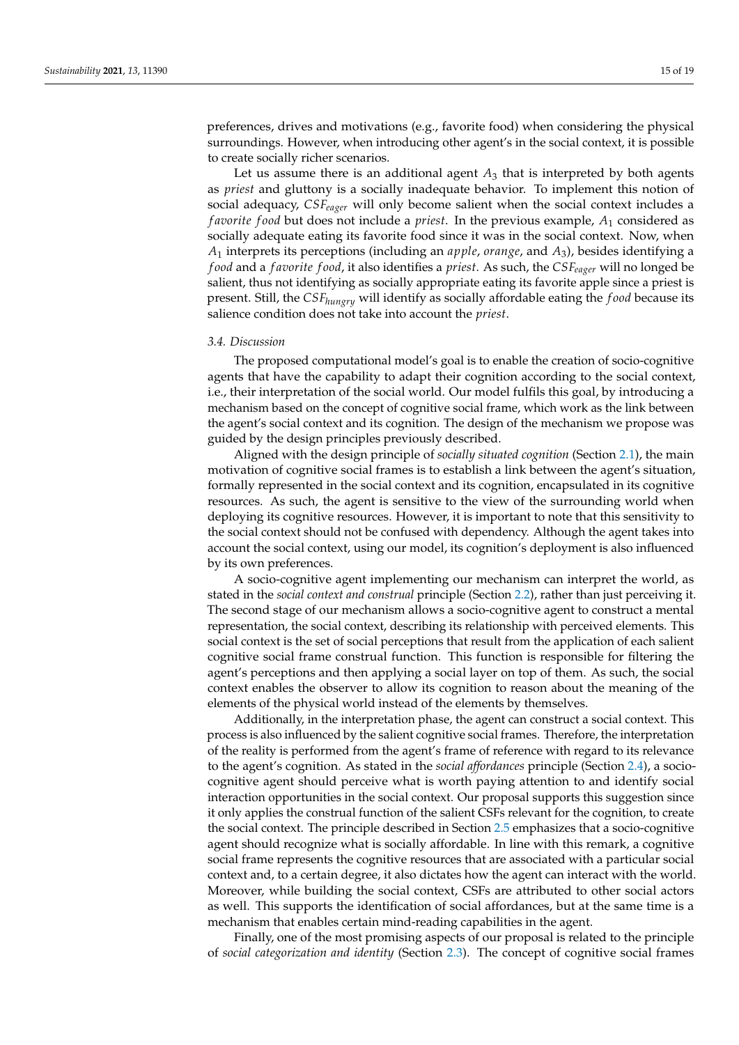preferences, drives and motivations (e.g., favorite food) when considering the physical surroundings. However, when introducing other agent's in the social context, it is possible to create socially richer scenarios.

Let us assume there is an additional agent $A_3$ that is interpreted by both agents as *priest* and gluttony is a socially inadequate behavior. To implement this notion of social adequacy, $CSF_{eager}$ will only become salient when the social context includes a $favorite\ food$ but does not include a *priest*. In the previous example, $A_1$ considered as socially adequate eating its favorite food since it was in the social context. Now, when $A_1$ interprets its perceptions (including an $apple$, $orange$, and $A_3$), besides identifying a $food$ and a $favorite\ food$, it also identifies a *priest*. As such, the $CSF_{eager}$ will no longed be salient, thus not identifying as socially appropriate eating its favorite apple since a priest is present. Still, the $CSF_{hungry}$ will identify as socially affordable eating the $food$ because its salience condition does not take into account the *priest*.

### 3.4. Discussion

The proposed computational model's goal is to enable the creation of socio-cognitive agents that have the capability to adapt their cognition according to the social context, i.e., their interpretation of the social world. Our model fulfils this goal, by introducing a mechanism based on the concept of cognitive social frame, which work as the link between the agent's social context and its cognition. The design of the mechanism we propose was guided by the design principles previously described.

Aligned with the design principle of *socially situated cognition* (Section 2.1), the main motivation of cognitive social frames is to establish a link between the agent's situation, formally represented in the social context and its cognition, encapsulated in its cognitive resources. As such, the agent is sensitive to the view of the surrounding world when deploying its cognitive resources. However, it is important to note that this sensitivity to the social context should not be confused with dependency. Although the agent takes into account the social context, using our model, its cognition's deployment is also influenced by its own preferences.

A socio-cognitive agent implementing our mechanism can interpret the world, as stated in the *social context and construal* principle (Section 2.2), rather than just perceiving it. The second stage of our mechanism allows a socio-cognitive agent to construct a mental representation, the social context, describing its relationship with perceived elements. This social context is the set of social perceptions that result from the application of each salient cognitive social frame construal function. This function is responsible for filtering the agent's perceptions and then applying a social layer on top of them. As such, the social context enables the observer to allow its cognition to reason about the meaning of the elements of the physical world instead of the elements by themselves.

Additionally, in the interpretation phase, the agent can construct a social context. This process is also influenced by the salient cognitive social frames. Therefore, the interpretation of the reality is performed from the agent's frame of reference with regard to its relevance to the agent's cognition. As stated in the *social affordances* principle (Section 2.4), a socio-cognitive agent should perceive what is worth paying attention to and identify social interaction opportunities in the social context. Our proposal supports this suggestion since it only applies the construal function of the salient CSFs relevant for the cognition, to create the social context. The principle described in Section 2.5 emphasizes that a socio-cognitive agent should recognize what is socially affordable. In line with this remark, a cognitive social frame represents the cognitive resources that are associated with a particular social context and, to a certain degree, it also dictates how the agent can interact with the world. Moreover, while building the social context, CSFs are attributed to other social actors as well. This supports the identification of social affordances, but at the same time is a mechanism that enables certain mind-reading capabilities in the agent.

Finally, one of the most promising aspects of our proposal is related to the principle of *social categorization and identity* (Section 2.3). The concept of cognitive social frames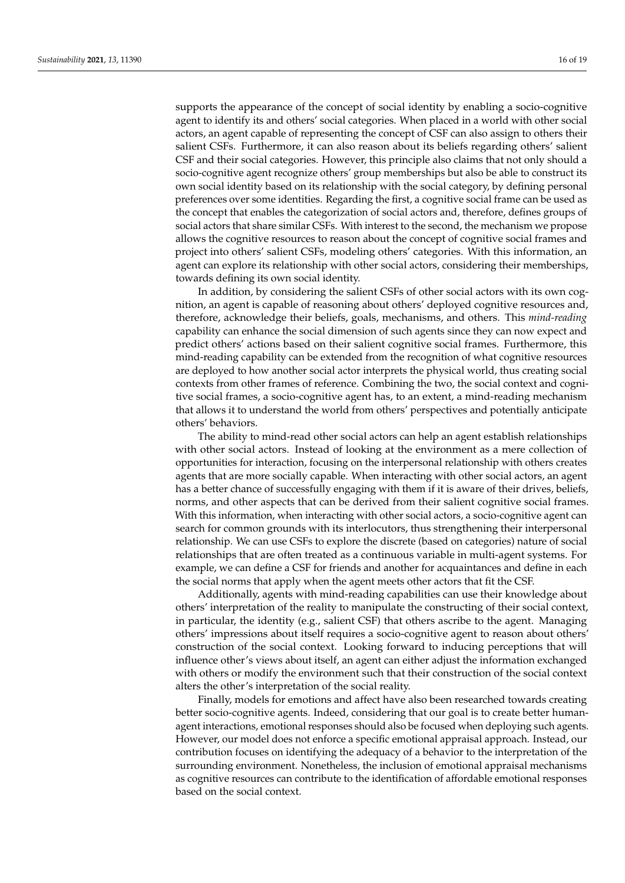supports the appearance of the concept of social identity by enabling a socio-cognitive agent to identify its and others' social categories. When placed in a world with other social actors, an agent capable of representing the concept of CSF can also assign to others their salient CSFs. Furthermore, it can also reason about its beliefs regarding others' salient CSF and their social categories. However, this principle also claims that not only should a socio-cognitive agent recognize others' group memberships but also be able to construct its own social identity based on its relationship with the social category, by defining personal preferences over some identities. Regarding the first, a cognitive social frame can be used as the concept that enables the categorization of social actors and, therefore, defines groups of social actors that share similar CSFs. With interest to the second, the mechanism we propose allows the cognitive resources to reason about the concept of cognitive social frames and project into others' salient CSFs, modeling others' categories. With this information, an agent can explore its relationship with other social actors, considering their memberships, towards defining its own social identity.

In addition, by considering the salient CSFs of other social actors with its own cognition, an agent is capable of reasoning about others' deployed cognitive resources and, therefore, acknowledge their beliefs, goals, mechanisms, and others. This *mind-reading* capability can enhance the social dimension of such agents since they can now expect and predict others' actions based on their salient cognitive social frames. Furthermore, this mind-reading capability can be extended from the recognition of what cognitive resources are deployed to how another social actor interprets the physical world, thus creating social contexts from other frames of reference. Combining the two, the social context and cognitive social frames, a socio-cognitive agent has, to an extent, a mind-reading mechanism that allows it to understand the world from others' perspectives and potentially anticipate others' behaviors.

The ability to mind-read other social actors can help an agent establish relationships with other social actors. Instead of looking at the environment as a mere collection of opportunities for interaction, focusing on the interpersonal relationship with others creates agents that are more socially capable. When interacting with other social actors, an agent has a better chance of successfully engaging with them if it is aware of their drives, beliefs, norms, and other aspects that can be derived from their salient cognitive social frames. With this information, when interacting with other social actors, a socio-cognitive agent can search for common grounds with its interlocutors, thus strengthening their interpersonal relationship. We can use CSFs to explore the discrete (based on categories) nature of social relationships that are often treated as a continuous variable in multi-agent systems. For example, we can define a CSF for friends and another for acquaintances and define in each the social norms that apply when the agent meets other actors that fit the CSF.

Additionally, agents with mind-reading capabilities can use their knowledge about others' interpretation of the reality to manipulate the constructing of their social context, in particular, the identity (e.g., salient CSF) that others ascribe to the agent. Managing others' impressions about itself requires a socio-cognitive agent to reason about others' construction of the social context. Looking forward to inducing perceptions that will influence other's views about itself, an agent can either adjust the information exchanged with others or modify the environment such that their construction of the social context alters the other's interpretation of the social reality.

Finally, models for emotions and affect have also been researched towards creating better socio-cognitive agents. Indeed, considering that our goal is to create better human-agent interactions, emotional responses should also be focused when deploying such agents. However, our model does not enforce a specific emotional appraisal approach. Instead, our contribution focuses on identifying the adequacy of a behavior to the interpretation of the surrounding environment. Nonetheless, the inclusion of emotional appraisal mechanisms as cognitive resources can contribute to the identification of affordable emotional responses based on the social context.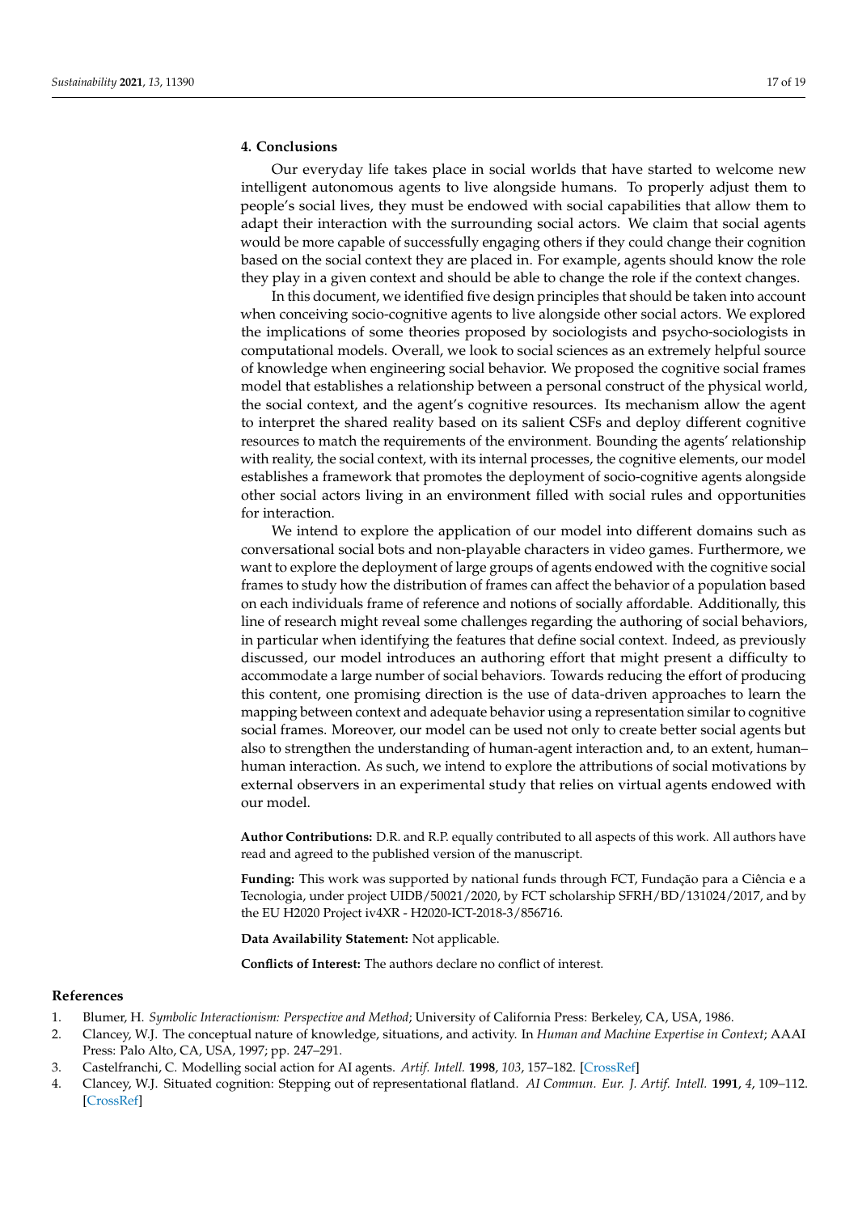## 4. Conclusions

Our everyday life takes place in social worlds that have started to welcome new intelligent autonomous agents to live alongside humans. To properly adjust them to people's social lives, they must be endowed with social capabilities that allow them to adapt their interaction with the surrounding social actors. We claim that social agents would be more capable of successfully engaging others if they could change their cognition based on the social context they are placed in. For example, agents should know the role they play in a given context and should be able to change the role if the context changes.

In this document, we identified five design principles that should be taken into account when conceiving socio-cognitive agents to live alongside other social actors. We explored the implications of some theories proposed by sociologists and psycho-sociologists in computational models. Overall, we look to social sciences as an extremely helpful source of knowledge when engineering social behavior. We proposed the cognitive social frames model that establishes a relationship between a personal construct of the physical world, the social context, and the agent's cognitive resources. Its mechanism allow the agent to interpret the shared reality based on its salient CSFs and deploy different cognitive resources to match the requirements of the environment. Bounding the agents' relationship with reality, the social context, with its internal processes, the cognitive elements, our model establishes a framework that promotes the deployment of socio-cognitive agents alongside other social actors living in an environment filled with social rules and opportunities for interaction.

We intend to explore the application of our model into different domains such as conversational social bots and non-playable characters in video games. Furthermore, we want to explore the deployment of large groups of agents endowed with the cognitive social frames to study how the distribution of frames can affect the behavior of a population based on each individuals frame of reference and notions of socially affordable. Additionally, this line of research might reveal some challenges regarding the authoring of social behaviors, in particular when identifying the features that define social context. Indeed, as previously discussed, our model introduces an authoring effort that might present a difficulty to accommodate a large number of social behaviors. Towards reducing the effort of producing this content, one promising direction is the use of data-driven approaches to learn the mapping between context and adequate behavior using a representation similar to cognitive social frames. Moreover, our model can be used not only to create better social agents but also to strengthen the understanding of human-agent interaction and, to an extent, human–human interaction. As such, we intend to explore the attributions of social motivations by external observers in an experimental study that relies on virtual agents endowed with our model.

**Author Contributions:** D.R. and R.P. equally contributed to all aspects of this work. All authors have read and agreed to the published version of the manuscript.

**Funding:** This work was supported by national funds through FCT, Fundação para a Ciência e a Tecnologia, under project UIDB/50021/2020, by FCT scholarship SFRH/BD/131024/2017, and by the EU H2020 Project iv4XR - H2020-ICT-2018-3/856716.

**Data Availability Statement:** Not applicable.

**Conflicts of Interest:** The authors declare no conflict of interest.

## References

1. Blumer, H. *Symbolic Interactionism: Perspective and Method*; University of California Press: Berkeley, CA, USA, 1986.
2. Clancey, W.J. The conceptual nature of knowledge, situations, and activity. In *Human and Machine Expertise in Context*; AAAI Press: Palo Alto, CA, USA, 1997; pp. 247–291.
3. Castelfranchi, C. Modelling social action for AI agents. *Artif. Intell.* **1998**, *103*, 157–182. [CrossRef]
4. Clancey, W.J. Situated cognition: Stepping out of representational flatland. *AI Commun. Eur. J. Artif. Intell.* **1991**, *4*, 109–112. [CrossRef]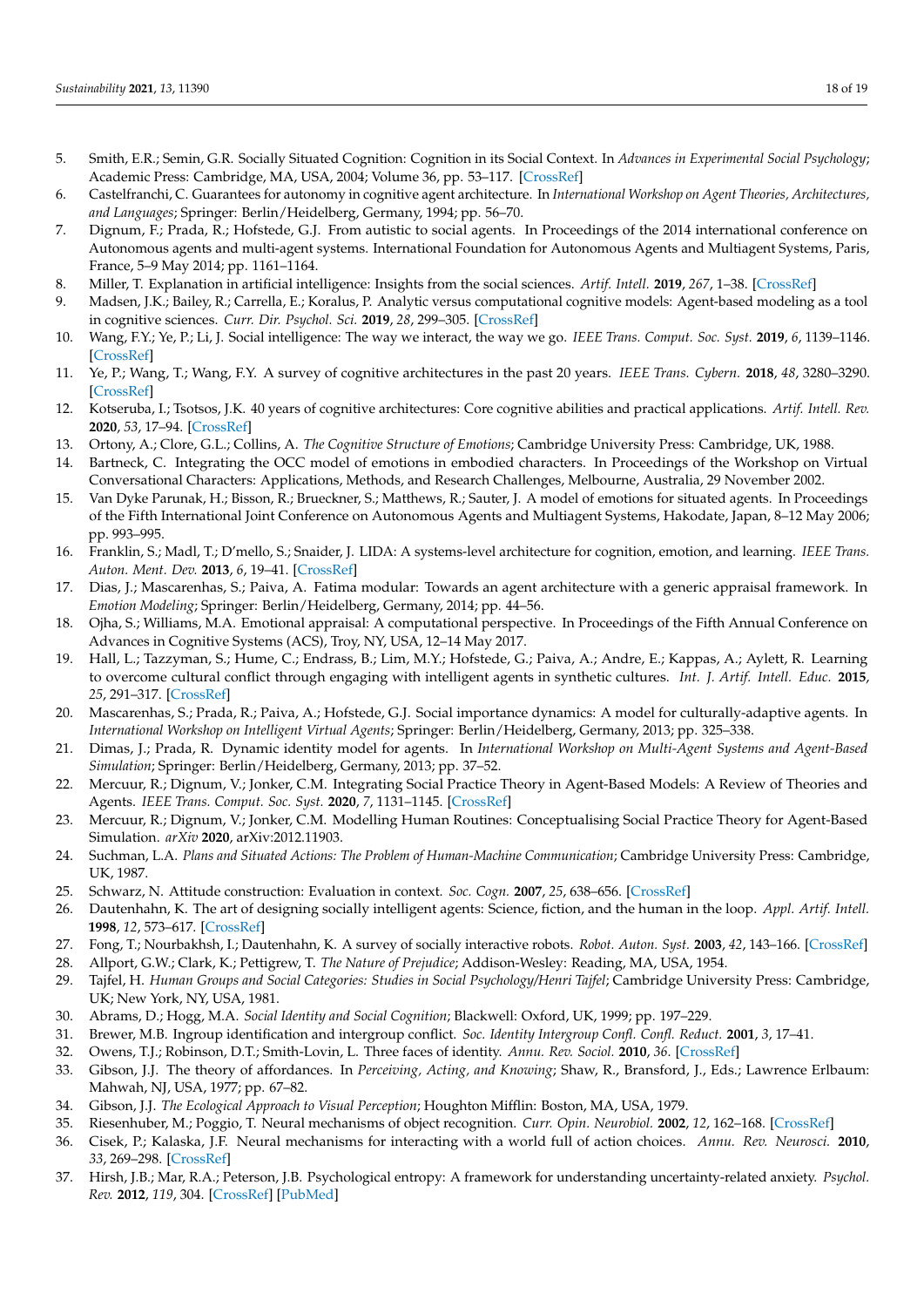5. Smith, E.R.; Semin, G.R. Socially Situated Cognition: Cognition in its Social Context. In *Advances in Experimental Social Psychology*; Academic Press: Cambridge, MA, USA, 2004; Volume 36, pp. 53–117. [CrossRef]
6. Castelfranchi, C. Guarantees for autonomy in cognitive agent architecture. In *International Workshop on Agent Theories, Architectures, and Languages*; Springer: Berlin/Heidelberg, Germany, 1994; pp. 56–70.
7. Dignum, F.; Prada, R.; Hofstede, G.J. From autistic to social agents. In Proceedings of the 2014 international conference on Autonomous agents and multi-agent systems. International Foundation for Autonomous Agents and Multiagent Systems, Paris, France, 5–9 May 2014; pp. 1161–1164.
8. Miller, T. Explanation in artificial intelligence: Insights from the social sciences. *Artif. Intell.* **2019**, *267*, 1–38. [CrossRef]
9. Madsen, J.K.; Bailey, R.; Carrella, E.; Koralus, P. Analytic versus computational cognitive models: Agent-based modeling as a tool in cognitive sciences. *Curr. Dir. Psychol. Sci.* **2019**, *28*, 299–305. [CrossRef]
10. Wang, F.Y.; Ye, P.; Li, J. Social intelligence: The way we interact, the way we go. *IEEE Trans. Comput. Soc. Syst.* **2019**, *6*, 1139–1146. [CrossRef]
11. Ye, P.; Wang, T.; Wang, F.Y. A survey of cognitive architectures in the past 20 years. *IEEE Trans. Cybern.* **2018**, *48*, 3280–3290. [CrossRef]
12. Kotseruba, I.; Tsotsos, J.K. 40 years of cognitive architectures: Core cognitive abilities and practical applications. *Artif. Intell. Rev.* **2020**, *53*, 17–94. [CrossRef]
13. Ortony, A.; Clore, G.L.; Collins, A. *The Cognitive Structure of Emotions*; Cambridge University Press: Cambridge, UK, 1988.
14. Bartneck, C. Integrating the OCC model of emotions in embodied characters. In Proceedings of the Workshop on Virtual Conversational Characters: Applications, Methods, and Research Challenges, Melbourne, Australia, 29 November 2002.
15. Van Dyke Parunak, H.; Bisson, R.; Brueckner, S.; Matthews, R.; Sauter, J. A model of emotions for situated agents. In Proceedings of the Fifth International Joint Conference on Autonomous Agents and Multiagent Systems, Hakodate, Japan, 8–12 May 2006; pp. 993–995.
16. Franklin, S.; Madl, T.; D'mello, S.; Snaider, J. LIDA: A systems-level architecture for cognition, emotion, and learning. *IEEE Trans. Auton. Ment. Dev.* **2013**, *6*, 19–41. [CrossRef]
17. Dias, J.; Mascarenhas, S.; Paiva, A. Fatima modular: Towards an agent architecture with a generic appraisal framework. In *Emotion Modeling*; Springer: Berlin/Heidelberg, Germany, 2014; pp. 44–56.
18. Ojha, S.; Williams, M.A. Emotional appraisal: A computational perspective. In Proceedings of the Fifth Annual Conference on Advances in Cognitive Systems (ACS), Troy, NY, USA, 12–14 May 2017.
19. Hall, L.; Tazzyman, S.; Hume, C.; Endrass, B.; Lim, M.Y.; Hofstede, G.; Paiva, A.; Andre, E.; Kappas, A.; Aylett, R. Learning to overcome cultural conflict through engaging with intelligent agents in synthetic cultures. *Int. J. Artif. Intell. Educ.* **2015**, *25*, 291–317. [CrossRef]
20. Mascarenhas, S.; Prada, R.; Paiva, A.; Hofstede, G.J. Social importance dynamics: A model for culturally-adaptive agents. In *International Workshop on Intelligent Virtual Agents*; Springer: Berlin/Heidelberg, Germany, 2013; pp. 325–338.
21. Dimas, J.; Prada, R. Dynamic identity model for agents. In *International Workshop on Multi-Agent Systems and Agent-Based Simulation*; Springer: Berlin/Heidelberg, Germany, 2013; pp. 37–52.
22. Mercuur, R.; Dignum, V.; Jonker, C.M. Integrating Social Practice Theory in Agent-Based Models: A Review of Theories and Agents. *IEEE Trans. Comput. Soc. Syst.* **2020**, *7*, 1131–1145. [CrossRef]
23. Mercuur, R.; Dignum, V.; Jonker, C.M. Modelling Human Routines: Conceptualising Social Practice Theory for Agent-Based Simulation. *arXiv* **2020**, arXiv:2012.11903.
24. Suchman, L.A. *Plans and Situated Actions: The Problem of Human-Machine Communication*; Cambridge University Press: Cambridge, UK, 1987.
25. Schwarz, N. Attitude construction: Evaluation in context. *Soc. Cogn.* **2007**, *25*, 638–656. [CrossRef]
26. Dautenhahn, K. The art of designing socially intelligent agents: Science, fiction, and the human in the loop. *Appl. Artif. Intell.* **1998**, *12*, 573–617. [CrossRef]
27. Fong, T.; Nourbakhsh, I.; Dautenhahn, K. A survey of socially interactive robots. *Robot. Auton. Syst.* **2003**, *42*, 143–166. [CrossRef]
28. Allport, G.W.; Clark, K.; Pettigrew, T. *The Nature of Prejudice*; Addison-Wesley: Reading, MA, USA, 1954.
29. Tajfel, H. *Human Groups and Social Categories: Studies in Social Psychology/Henri Tajfel*; Cambridge University Press: Cambridge, UK; New York, NY, USA, 1981.
30. Abrams, D.; Hogg, M.A. *Social Identity and Social Cognition*; Blackwell: Oxford, UK, 1999; pp. 197–229.
31. Brewer, M.B. Ingroup identification and intergroup conflict. *Soc. Identity Intergroup Confl. Confl. Reduct.* **2001**, *3*, 17–41.
32. Owens, T.J.; Robinson, D.T.; Smith-Lovin, L. Three faces of identity. *Annu. Rev. Sociol.* **2010**, *36*. [CrossRef]
33. Gibson, J.J. The theory of affordances. In *Perceiving, Acting, and Knowing*; Shaw, R., Bransford, J., Eds.; Lawrence Erlbaum: Mahwah, NJ, USA, 1977; pp. 67–82.
34. Gibson, J.J. *The Ecological Approach to Visual Perception*; Houghton Mifflin: Boston, MA, USA, 1979.
35. Riesenhuber, M.; Poggio, T. Neural mechanisms of object recognition. *Curr. Opin. Neurobiol.* **2002**, *12*, 162–168. [CrossRef]
36. Cisek, P.; Kalaska, J.F. Neural mechanisms for interacting with a world full of action choices. *Annu. Rev. Neurosci.* **2010**, *33*, 269–298. [CrossRef]
37. Hirsh, J.B.; Mar, R.A.; Peterson, J.B. Psychological entropy: A framework for understanding uncertainty-related anxiety. *Psychol. Rev.* **2012**, *119*, 304. [CrossRef] [PubMed]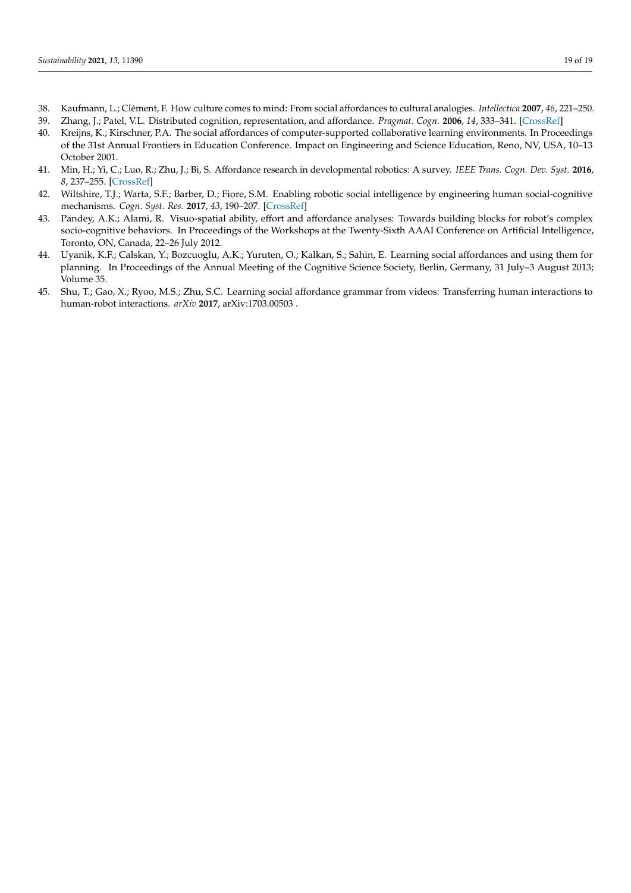38. Kaufmann, L.; Clément, F. How culture comes to mind: From social affordances to cultural analogies. *Intellectica* **2007**, *46*, 221–250.
39. Zhang, J.; Patel, V.L. Distributed cognition, representation, and affordance. *Pragmat. Cogn.* **2006**, *14*, 333–341. [CrossRef]
40. Kreijns, K.; Kirschner, P.A. The social affordances of computer-supported collaborative learning environments. In Proceedings of the 31st Annual Frontiers in Education Conference. Impact on Engineering and Science Education, Reno, NV, USA, 10–13 October 2001.
41. Min, H.; Yi, C.; Luo, R.; Zhu, J.; Bi, S. Affordance research in developmental robotics: A survey. *IEEE Trans. Cogn. Dev. Syst.* **2016**, *8*, 237–255. [CrossRef]
42. Wiltshire, T.J.; Warta, S.F.; Barber, D.; Fiore, S.M. Enabling robotic social intelligence by engineering human social-cognitive mechanisms. *Cogn. Syst. Res.* **2017**, *43*, 190–207. [CrossRef]
43. Pandey, A.K.; Alami, R. Visuo-spatial ability, effort and affordance analyses: Towards building blocks for robot's complex socio-cognitive behaviors. In Proceedings of the Workshops at the Twenty-Sixth AAAI Conference on Artificial Intelligence, Toronto, ON, Canada, 22–26 July 2012.
44. Uyanik, K.F.; Calskan, Y.; Bozcuoglu, A.K.; Yuruten, O.; Kalkan, S.; Sahin, E. Learning social affordances and using them for planning. In Proceedings of the Annual Meeting of the Cognitive Science Society, Berlin, Germany, 31 July–3 August 2013; Volume 35.
45. Shu, T.; Gao, X.; Ryoo, M.S.; Zhu, S.C. Learning social affordance grammar from videos: Transferring human interactions to human-robot interactions. *arXiv* **2017**, arXiv:1703.00503 .